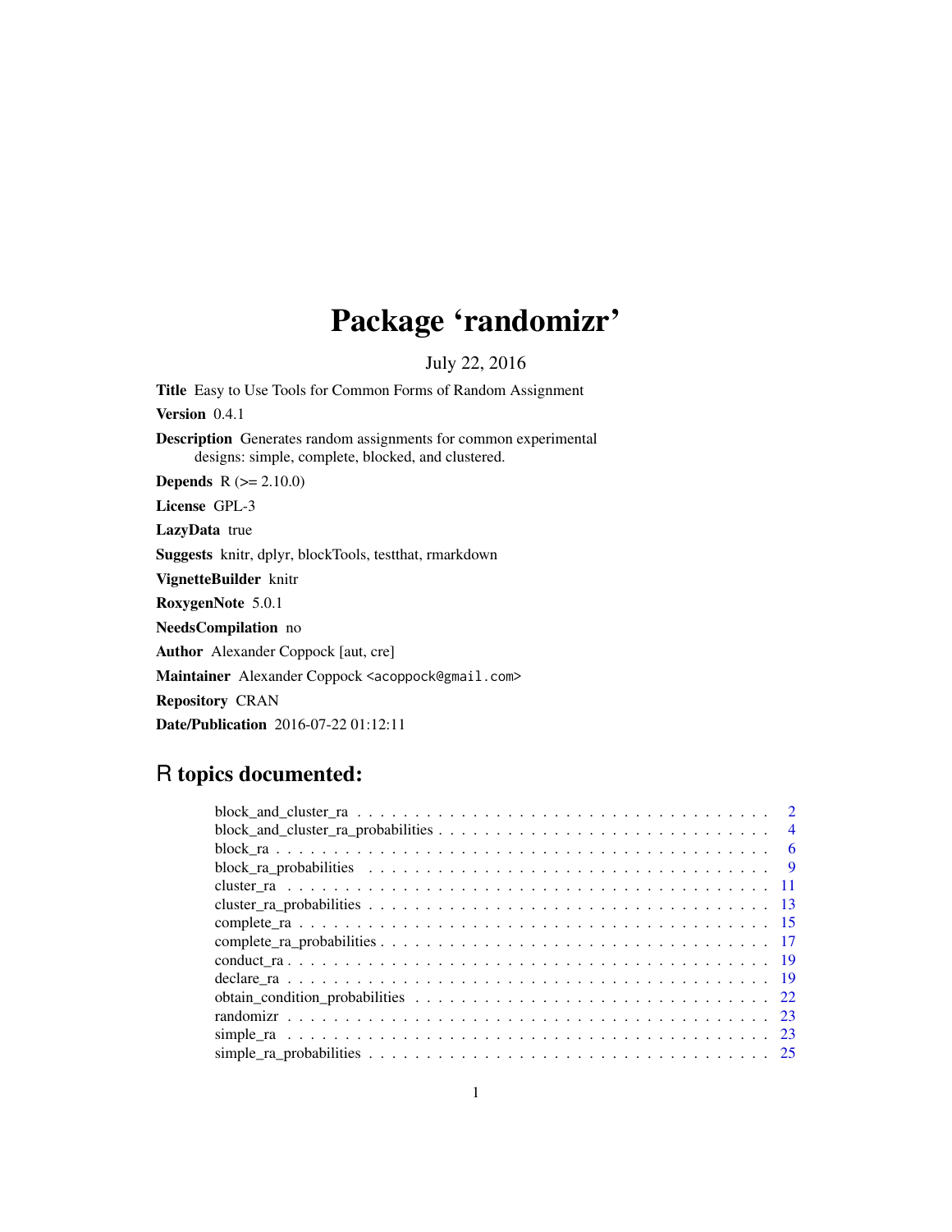# Package 'randomizr'

July 22, 2016

**Title** Easy to Use Tools for Common Forms of Random Assignment

**Version** 0.4.1

**Description** Generates random assignments for common experimental designs: simple, complete, blocked, and clustered.

**Depends** R (>= 2.10.0)

**License** GPL-3

**LazyData** true

**Suggests** knitr, dplyr, blockTools, testthat, rmarkdown

**VignetteBuilder** knitr

**RoxygenNote** 5.0.1

**NeedsCompilation** no

**Author** Alexander Coppock [aut, cre]

**Maintainer** Alexander Coppock <acoppock@gmail.com>

**Repository** CRAN

**Date/Publication** 2016-07-22 01:12:11

## R topics documented:

- block_and_cluster_ra . . . . . . . . . . . . . . . . . . . . . . . . . . . . . . . . . . 2
- block_and_cluster_ra_probabilities . . . . . . . . . . . . . . . . . . . . . . . . . . . 4
- block_ra . . . . . . . . . . . . . . . . . . . . . . . . . . . . . . . . . . . . . . . . 6
- block_ra_probabilities . . . . . . . . . . . . . . . . . . . . . . . . . . . . . . . . . 9
- cluster_ra . . . . . . . . . . . . . . . . . . . . . . . . . . . . . . . . . . . . . . . 11
- cluster_ra_probabilities . . . . . . . . . . . . . . . . . . . . . . . . . . . . . . . . 13
- complete_ra . . . . . . . . . . . . . . . . . . . . . . . . . . . . . . . . . . . . . . 15
- complete_ra_probabilities . . . . . . . . . . . . . . . . . . . . . . . . . . . . . . . 17
- conduct_ra . . . . . . . . . . . . . . . . . . . . . . . . . . . . . . . . . . . . . . . 19
- declare_ra . . . . . . . . . . . . . . . . . . . . . . . . . . . . . . . . . . . . . . . 19
- obtain_condition_probabilities . . . . . . . . . . . . . . . . . . . . . . . . . . . . . 22
- randomizr . . . . . . . . . . . . . . . . . . . . . . . . . . . . . . . . . . . . . . . . 23
- simple_ra . . . . . . . . . . . . . . . . . . . . . . . . . . . . . . . . . . . . . . . . 23
- simple_ra_probabilities . . . . . . . . . . . . . . . . . . . . . . . . . . . . . . . . . 25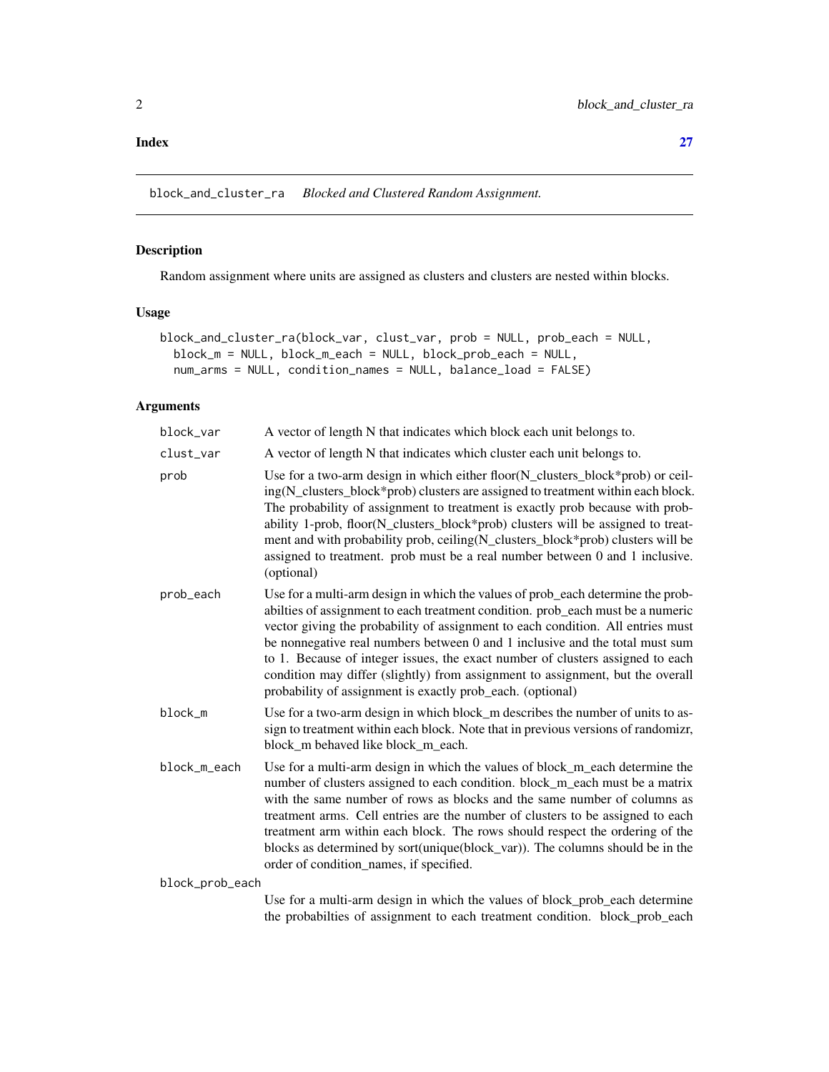**Index** **27**

---

block_and_cluster_ra    *Blocked and Clustered Random Assignment.*

---

## Description

Random assignment where units are assigned as clusters and clusters are nested within blocks.

## Usage

```
block_and_cluster_ra(block_var, clust_var, prob = NULL, prob_each = NULL,
  block_m = NULL, block_m_each = NULL, block_prob_each = NULL,
  num_arms = NULL, condition_names = NULL, balance_load = FALSE)
```

## Arguments

| | |
|---|---|
| block_var | A vector of length N that indicates which block each unit belongs to. |
| clust_var | A vector of length N that indicates which cluster each unit belongs to. |
| prob | Use for a two-arm design in which either floor(N_clusters_block*prob) or ceiling(N_clusters_block*prob) clusters are assigned to treatment within each block. The probability of assignment to treatment is exactly prob because with probability 1-prob, floor(N_clusters_block*prob) clusters will be assigned to treatment and with probability prob, ceiling(N_clusters_block*prob) clusters will be assigned to treatment. prob must be a real number between 0 and 1 inclusive. (optional) |
| prob_each | Use for a multi-arm design in which the values of prob_each determine the probabilties of assignment to each treatment condition. prob_each must be a numeric vector giving the probability of assignment to each condition. All entries must be nonnegative real numbers between 0 and 1 inclusive and the total must sum to 1. Because of integer issues, the exact number of clusters assigned to each condition may differ (slightly) from assignment to assignment, but the overall probability of assignment is exactly prob_each. (optional) |
| block_m | Use for a two-arm design in which block_m describes the number of units to assign to treatment within each block. Note that in previous versions of randomizr, block_m behaved like block_m_each. |
| block_m_each | Use for a multi-arm design in which the values of block_m_each determine the number of clusters assigned to each condition. block_m_each must be a matrix with the same number of rows as blocks and the same number of columns as treatment arms. Cell entries are the number of clusters to be assigned to each treatment arm within each block. The rows should respect the ordering of the blocks as determined by sort(unique(block_var)). The columns should be in the order of condition_names, if specified. |
| block_prob_each | Use for a multi-arm design in which the values of block_prob_each determine the probabilties of assignment to each treatment condition. block_prob_each |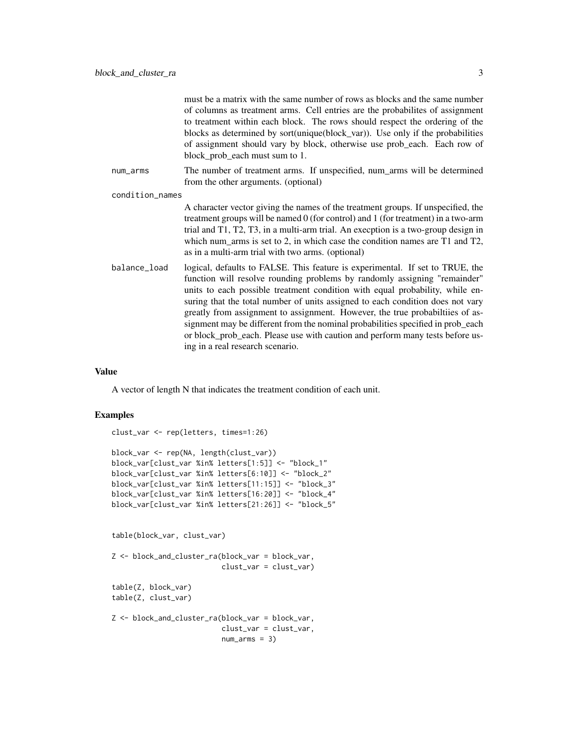must be a matrix with the same number of rows as blocks and the same number of columns as treatment arms. Cell entries are the probabilites of assignment to treatment within each block. The rows should respect the ordering of the blocks as determined by sort(unique(block_var)). Use only if the probabilities of assignment should vary by block, otherwise use prob_each. Each row of block_prob_each must sum to 1.

`num_arms` The number of treatment arms. If unspecified, num_arms will be determined from the other arguments. (optional)

`condition_names` A character vector giving the names of the treatment groups. If unspecified, the treatment groups will be named 0 (for control) and 1 (for treatment) in a two-arm trial and T1, T2, T3, in a multi-arm trial. An execption is a two-group design in which num_arms is set to 2, in which case the condition names are T1 and T2, as in a multi-arm trial with two arms. (optional)

`balance_load` logical, defaults to FALSE. This feature is experimental. If set to TRUE, the function will resolve rounding problems by randomly assigning "remainder" units to each possible treatment condition with equal probability, while ensuring that the total number of units assigned to each condition does not vary greatly from assignment to assignment. However, the true probabiltiies of assignment may be different from the nominal probabilities specified in prob_each or block_prob_each. Please use with caution and perform many tests before using in a real research scenario.

## Value

A vector of length N that indicates the treatment condition of each unit.

## Examples

```
clust_var <- rep(letters, times=1:26)

block_var <- rep(NA, length(clust_var))
block_var[clust_var %in% letters[1:5]] <- "block_1"
block_var[clust_var %in% letters[6:10]] <- "block_2"
block_var[clust_var %in% letters[11:15]] <- "block_3"
block_var[clust_var %in% letters[16:20]] <- "block_4"
block_var[clust_var %in% letters[21:26]] <- "block_5"


table(block_var, clust_var)

Z <- block_and_cluster_ra(block_var = block_var,
                          clust_var = clust_var)

table(Z, block_var)
table(Z, clust_var)

Z <- block_and_cluster_ra(block_var = block_var,
                          clust_var = clust_var,
                          num_arms = 3)
```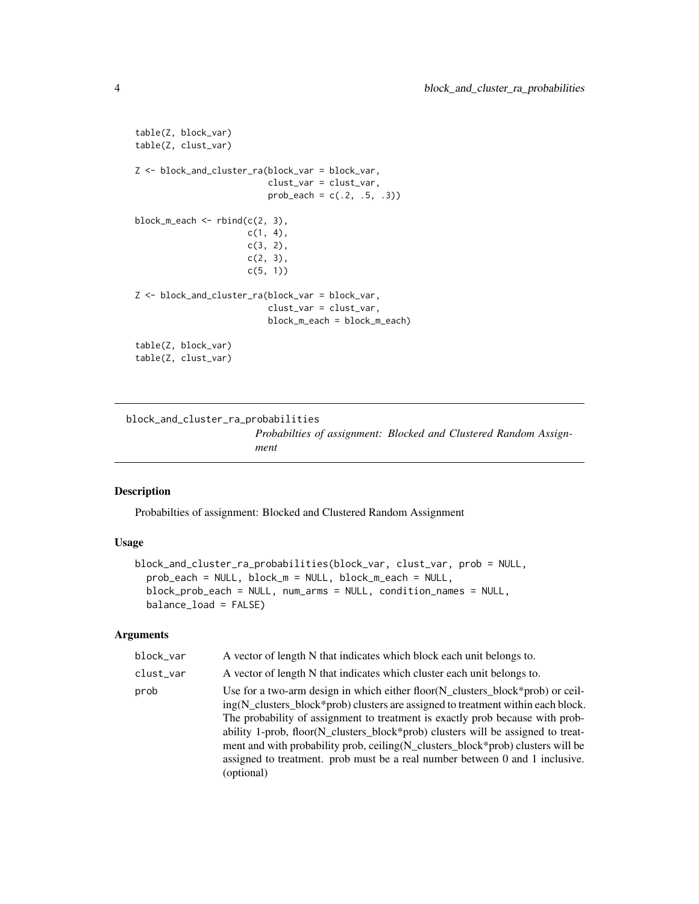```
table(Z, block_var)
table(Z, clust_var)

Z <- block_and_cluster_ra(block_var = block_var,
                          clust_var = clust_var,
                          prob_each = c(.2, .5, .3))

block_m_each <- rbind(c(2, 3),
                      c(1, 4),
                      c(3, 2),
                      c(2, 3),
                      c(5, 1))

Z <- block_and_cluster_ra(block_var = block_var,
                          clust_var = clust_var,
                          block_m_each = block_m_each)

table(Z, block_var)
table(Z, clust_var)
```

## block_and_cluster_ra_probabilities

*Probabilties of assignment: Blocked and Clustered Random Assignment*

### Description

Probabilties of assignment: Blocked and Clustered Random Assignment

### Usage

```
block_and_cluster_ra_probabilities(block_var, clust_var, prob = NULL,
  prob_each = NULL, block_m = NULL, block_m_each = NULL,
  block_prob_each = NULL, num_arms = NULL, condition_names = NULL,
  balance_load = FALSE)
```

### Arguments

| Argument | Description |
|---|---|
| block_var | A vector of length N that indicates which block each unit belongs to. |
| clust_var | A vector of length N that indicates which cluster each unit belongs to. |
| prob | Use for a two-arm design in which either floor(N_clusters_block*prob) or ceiling(N_clusters_block*prob) clusters are assigned to treatment within each block. The probability of assignment to treatment is exactly prob because with probability 1-prob, floor(N_clusters_block*prob) clusters will be assigned to treatment and with probability prob, ceiling(N_clusters_block*prob) clusters will be assigned to treatment. prob must be a real number between 0 and 1 inclusive. (optional) |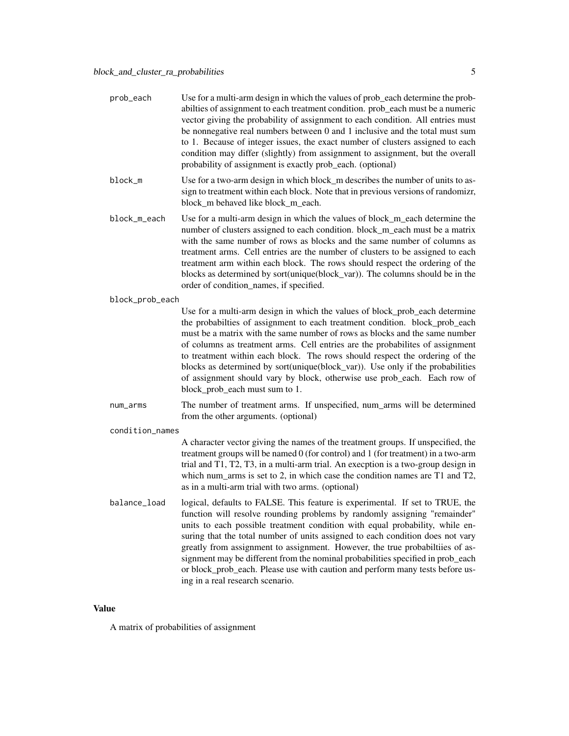`prob_each`
: Use for a multi-arm design in which the values of prob_each determine the probabilties of assignment to each treatment condition. prob_each must be a numeric vector giving the probability of assignment to each condition. All entries must be nonnegative real numbers between 0 and 1 inclusive and the total must sum to 1. Because of integer issues, the exact number of clusters assigned to each condition may differ (slightly) from assignment to assignment, but the overall probability of assignment is exactly prob_each. (optional)

`block_m`
: Use for a two-arm design in which block_m describes the number of units to assign to treatment within each block. Note that in previous versions of randomizr, block_m behaved like block_m_each.

`block_m_each`
: Use for a multi-arm design in which the values of block_m_each determine the number of clusters assigned to each condition. block_m_each must be a matrix with the same number of rows as blocks and the same number of columns as treatment arms. Cell entries are the number of clusters to be assigned to each treatment arm within each block. The rows should respect the ordering of the blocks as determined by sort(unique(block_var)). The columns should be in the order of condition_names, if specified.

`block_prob_each`
: Use for a multi-arm design in which the values of block_prob_each determine the probabilties of assignment to each treatment condition. block_prob_each must be a matrix with the same number of rows as blocks and the same number of columns as treatment arms. Cell entries are the probabilites of assignment to treatment within each block. The rows should respect the ordering of the blocks as determined by sort(unique(block_var)). Use only if the probabilities of assignment should vary by block, otherwise use prob_each. Each row of block_prob_each must sum to 1.

`num_arms`
: The number of treatment arms. If unspecified, num_arms will be determined from the other arguments. (optional)

`condition_names`
: A character vector giving the names of the treatment groups. If unspecified, the treatment groups will be named 0 (for control) and 1 (for treatment) in a two-arm trial and T1, T2, T3, in a multi-arm trial. An execption is a two-group design in which num_arms is set to 2, in which case the condition names are T1 and T2, as in a multi-arm trial with two arms. (optional)

`balance_load`
: logical, defaults to FALSE. This feature is experimental. If set to TRUE, the function will resolve rounding problems by randomly assigning "remainder" units to each possible treatment condition with equal probability, while ensuring that the total number of units assigned to each condition does not vary greatly from assignment to assignment. However, the true probabiltiies of assignment may be different from the nominal probabilities specified in prob_each or block_prob_each. Please use with caution and perform many tests before using in a real research scenario.

## Value

A matrix of probabilities of assignment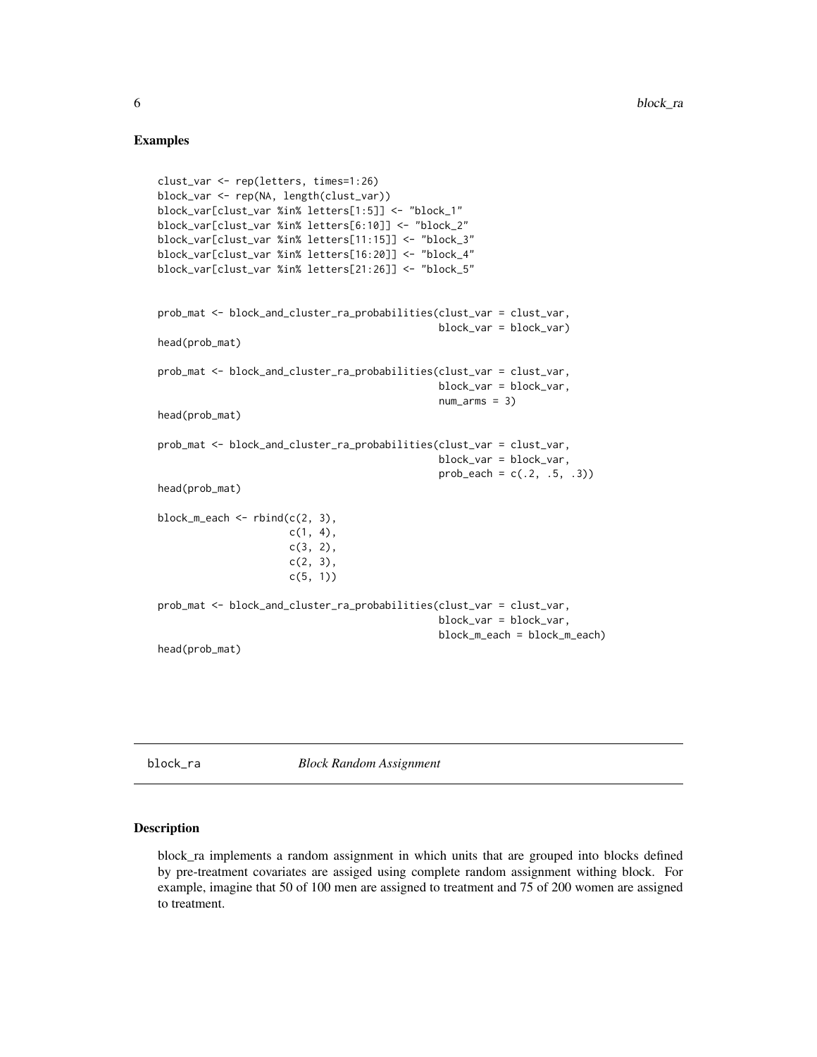## Examples

```
clust_var <- rep(letters, times=1:26)
block_var <- rep(NA, length(clust_var))
block_var[clust_var %in% letters[1:5]] <- "block_1"
block_var[clust_var %in% letters[6:10]] <- "block_2"
block_var[clust_var %in% letters[11:15]] <- "block_3"
block_var[clust_var %in% letters[16:20]] <- "block_4"
block_var[clust_var %in% letters[21:26]] <- "block_5"


prob_mat <- block_and_cluster_ra_probabilities(clust_var = clust_var,
                                               block_var = block_var)
head(prob_mat)

prob_mat <- block_and_cluster_ra_probabilities(clust_var = clust_var,
                                               block_var = block_var,
                                               num_arms = 3)
head(prob_mat)

prob_mat <- block_and_cluster_ra_probabilities(clust_var = clust_var,
                                               block_var = block_var,
                                               prob_each = c(.2, .5, .3))
head(prob_mat)

block_m_each <- rbind(c(2, 3),
                      c(1, 4),
                      c(3, 2),
                      c(2, 3),
                      c(5, 1))

prob_mat <- block_and_cluster_ra_probabilities(clust_var = clust_var,
                                               block_var = block_var,
                                               block_m_each = block_m_each)
head(prob_mat)
```

---

# block_ra *Block Random Assignment*

---

## Description

block_ra implements a random assignment in which units that are grouped into blocks defined by pre-treatment covariates are assiged using complete random assignment withing block. For example, imagine that 50 of 100 men are assigned to treatment and 75 of 200 women are assigned to treatment.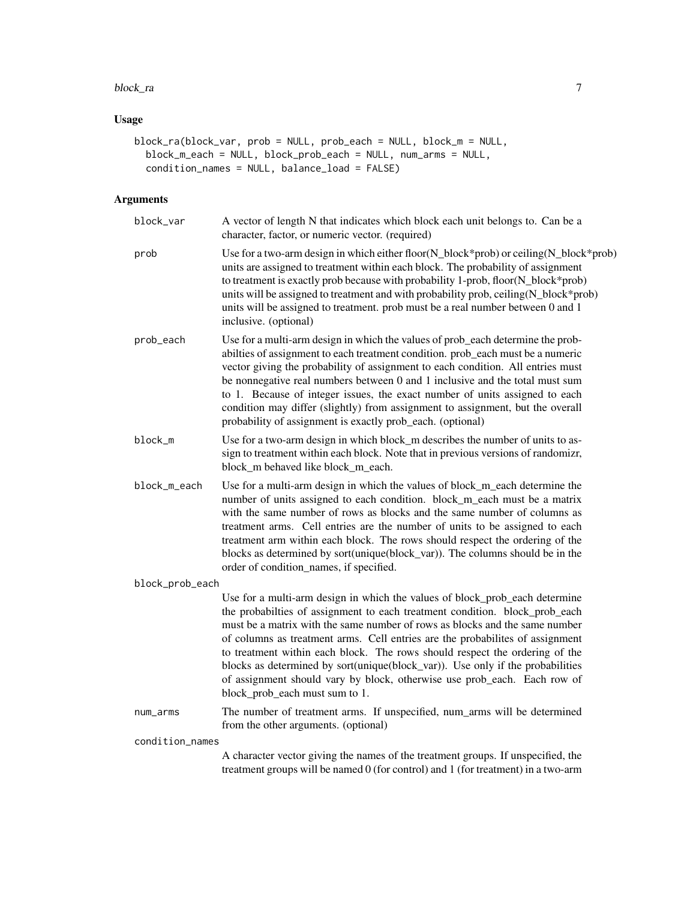## Usage

```
block_ra(block_var, prob = NULL, prob_each = NULL, block_m = NULL,
  block_m_each = NULL, block_prob_each = NULL, num_arms = NULL,
  condition_names = NULL, balance_load = FALSE)
```

## Arguments

| Argument | Description |
|---|---|
| block_var | A vector of length N that indicates which block each unit belongs to. Can be a character, factor, or numeric vector. (required) |
| prob | Use for a two-arm design in which either floor(N_block*prob) or ceiling(N_block*prob) units are assigned to treatment within each block. The probability of assignment to treatment is exactly prob because with probability 1-prob, floor(N_block*prob) units will be assigned to treatment and with probability prob, ceiling(N_block*prob) units will be assigned to treatment. prob must be a real number between 0 and 1 inclusive. (optional) |
| prob_each | Use for a multi-arm design in which the values of prob_each determine the probabilties of assignment to each treatment condition. prob_each must be a numeric vector giving the probability of assignment to each condition. All entries must be nonnegative real numbers between 0 and 1 inclusive and the total must sum to 1. Because of integer issues, the exact number of units assigned to each condition may differ (slightly) from assignment to assignment, but the overall probability of assignment is exactly prob_each. (optional) |
| block_m | Use for a two-arm design in which block_m describes the number of units to assign to treatment within each block. Note that in previous versions of randomizr, block_m behaved like block_m_each. |
| block_m_each | Use for a multi-arm design in which the values of block_m_each determine the number of units assigned to each condition. block_m_each must be a matrix with the same number of rows as blocks and the same number of columns as treatment arms. Cell entries are the number of units to be assigned to each treatment arm within each block. The rows should respect the ordering of the blocks as determined by sort(unique(block_var)). The columns should be in the order of condition_names, if specified. |
| block_prob_each | Use for a multi-arm design in which the values of block_prob_each determine the probabilties of assignment to each treatment condition. block_prob_each must be a matrix with the same number of rows as blocks and the same number of columns as treatment arms. Cell entries are the probabilites of assignment to treatment within each block. The rows should respect the ordering of the blocks as determined by sort(unique(block_var)). Use only if the probabilities of assignment should vary by block, otherwise use prob_each. Each row of block_prob_each must sum to 1. |
| num_arms | The number of treatment arms. If unspecified, num_arms will be determined from the other arguments. (optional) |
| condition_names | A character vector giving the names of the treatment groups. If unspecified, the treatment groups will be named 0 (for control) and 1 (for treatment) in a two-arm |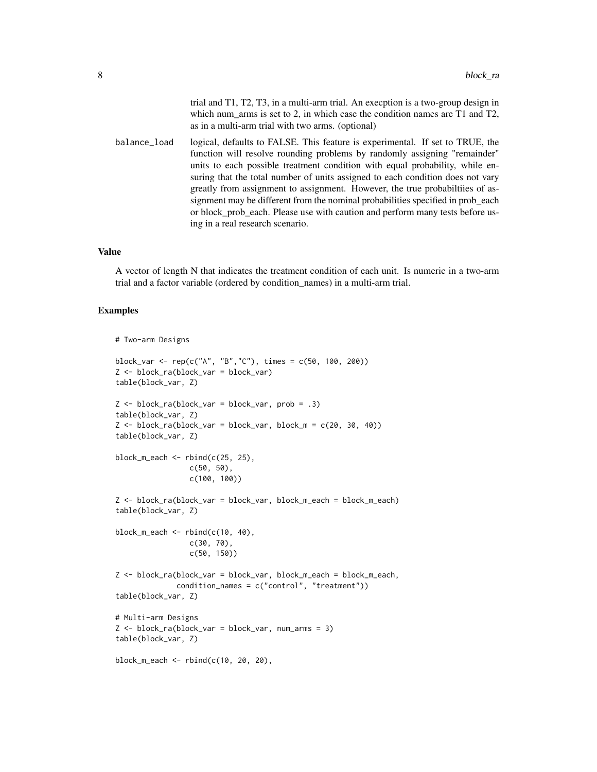trial and T1, T2, T3, in a multi-arm trial. An execption is a two-group design in which num_arms is set to 2, in which case the condition names are T1 and T2, as in a multi-arm trial with two arms. (optional)

balance_load
: logical, defaults to FALSE. This feature is experimental. If set to TRUE, the function will resolve rounding problems by randomly assigning "remainder" units to each possible treatment condition with equal probability, while ensuring that the total number of units assigned to each condition does not vary greatly from assignment to assignment. However, the true probabiltiies of assignment may be different from the nominal probabilities specified in prob_each or block_prob_each. Please use with caution and perform many tests before using in a real research scenario.

## Value

A vector of length N that indicates the treatment condition of each unit. Is numeric in a two-arm trial and a factor variable (ordered by condition_names) in a multi-arm trial.

## Examples

```
# Two-arm Designs

block_var <- rep(c("A", "B","C"), times = c(50, 100, 200))
Z <- block_ra(block_var = block_var)
table(block_var, Z)

Z <- block_ra(block_var = block_var, prob = .3)
table(block_var, Z)
Z <- block_ra(block_var = block_var, block_m = c(20, 30, 40))
table(block_var, Z)

block_m_each <- rbind(c(25, 25),
                 c(50, 50),
                 c(100, 100))

Z <- block_ra(block_var = block_var, block_m_each = block_m_each)
table(block_var, Z)

block_m_each <- rbind(c(10, 40),
                 c(30, 70),
                 c(50, 150))

Z <- block_ra(block_var = block_var, block_m_each = block_m_each,
              condition_names = c("control", "treatment"))
table(block_var, Z)

# Multi-arm Designs
Z <- block_ra(block_var = block_var, num_arms = 3)
table(block_var, Z)

block_m_each <- rbind(c(10, 20, 20),
```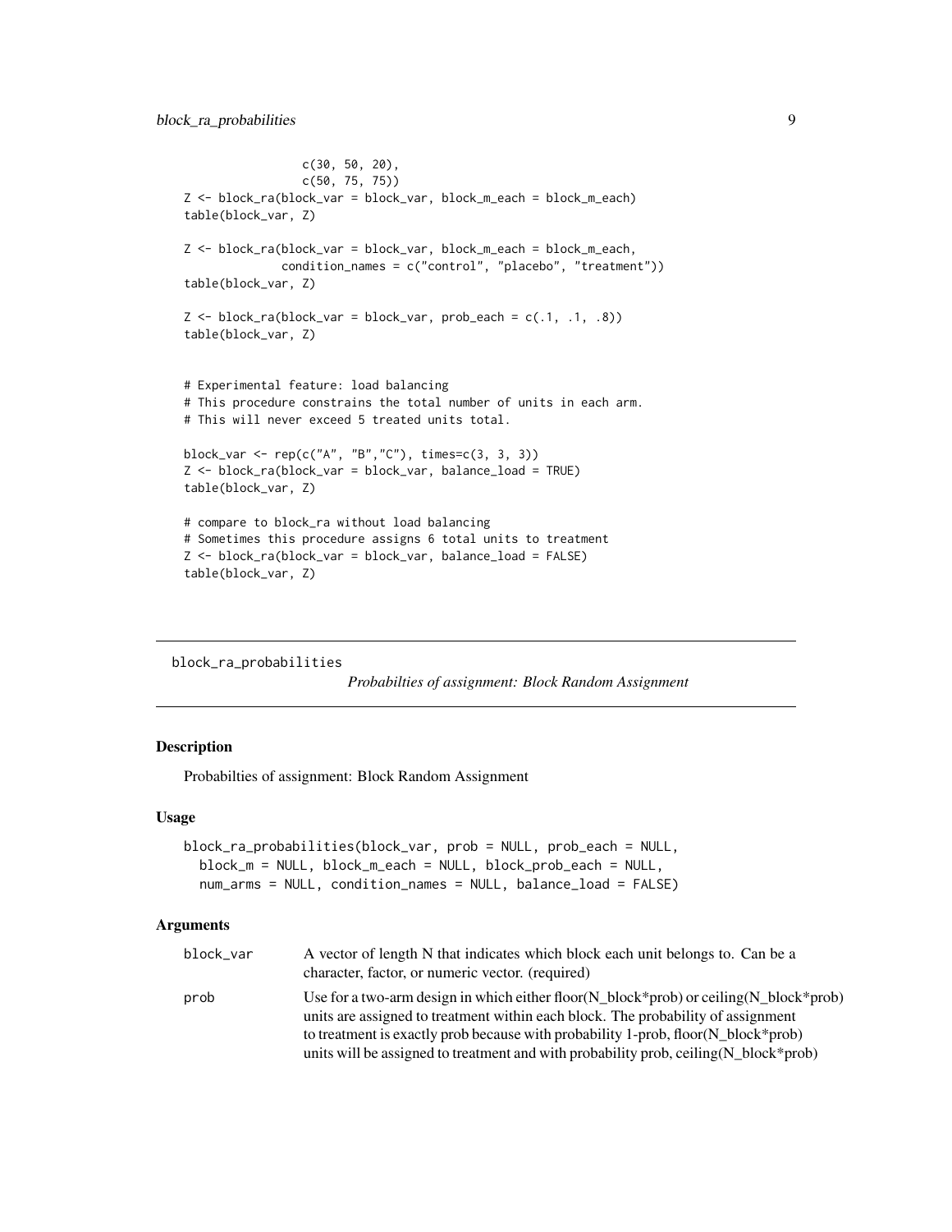```
                 c(30, 50, 20),
                 c(50, 75, 75))
Z <- block_ra(block_var = block_var, block_m_each = block_m_each)
table(block_var, Z)

Z <- block_ra(block_var = block_var, block_m_each = block_m_each,
            condition_names = c("control", "placebo", "treatment"))
table(block_var, Z)

Z <- block_ra(block_var = block_var, prob_each = c(.1, .1, .8))
table(block_var, Z)


# Experimental feature: load balancing
# This procedure constrains the total number of units in each arm.
# This will never exceed 5 treated units total.

block_var <- rep(c("A", "B","C"), times=c(3, 3, 3))
Z <- block_ra(block_var = block_var, balance_load = TRUE)
table(block_var, Z)

# compare to block_ra without load balancing
# Sometimes this procedure assigns 6 total units to treatment
Z <- block_ra(block_var = block_var, balance_load = FALSE)
table(block_var, Z)
```

---

## block_ra_probabilities

*Probabilties of assignment: Block Random Assignment*

---

### Description

Probabilties of assignment: Block Random Assignment

### Usage

```
block_ra_probabilities(block_var, prob = NULL, prob_each = NULL,
  block_m = NULL, block_m_each = NULL, block_prob_each = NULL,
  num_arms = NULL, condition_names = NULL, balance_load = FALSE)
```

### Arguments

| | |
|---|---|
| block_var | A vector of length N that indicates which block each unit belongs to. Can be a character, factor, or numeric vector. (required) |
| prob | Use for a two-arm design in which either floor(N_block*prob) or ceiling(N_block*prob) units are assigned to treatment within each block. The probability of assignment to treatment is exactly prob because with probability 1-prob, floor(N_block*prob) units will be assigned to treatment and with probability prob, ceiling(N_block*prob) |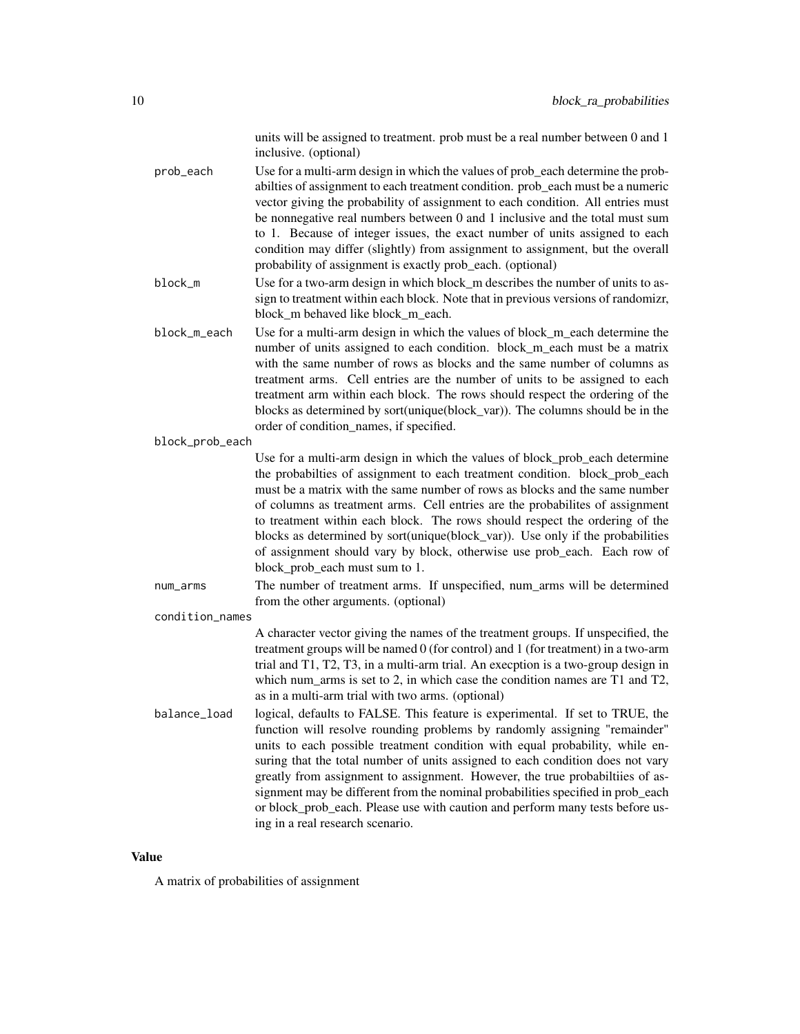units will be assigned to treatment. prob must be a real number between 0 and 1 inclusive. (optional)

prob_each
: Use for a multi-arm design in which the values of prob_each determine the probabilties of assignment to each treatment condition. prob_each must be a numeric vector giving the probability of assignment to each condition. All entries must be nonnegative real numbers between 0 and 1 inclusive and the total must sum to 1. Because of integer issues, the exact number of units assigned to each condition may differ (slightly) from assignment to assignment, but the overall probability of assignment is exactly prob_each. (optional)

block_m
: Use for a two-arm design in which block_m describes the number of units to assign to treatment within each block. Note that in previous versions of randomizr, block_m behaved like block_m_each.

block_m_each
: Use for a multi-arm design in which the values of block_m_each determine the number of units assigned to each condition. block_m_each must be a matrix with the same number of rows as blocks and the same number of columns as treatment arms. Cell entries are the number of units to be assigned to each treatment arm within each block. The rows should respect the ordering of the blocks as determined by sort(unique(block_var)). The columns should be in the order of condition_names, if specified.

block_prob_each
: Use for a multi-arm design in which the values of block_prob_each determine the probabilties of assignment to each treatment condition. block_prob_each must be a matrix with the same number of rows as blocks and the same number of columns as treatment arms. Cell entries are the probabilites of assignment to treatment within each block. The rows should respect the ordering of the blocks as determined by sort(unique(block_var)). Use only if the probabilities of assignment should vary by block, otherwise use prob_each. Each row of block_prob_each must sum to 1.

num_arms
: The number of treatment arms. If unspecified, num_arms will be determined from the other arguments. (optional)

condition_names
: A character vector giving the names of the treatment groups. If unspecified, the treatment groups will be named 0 (for control) and 1 (for treatment) in a two-arm trial and T1, T2, T3, in a multi-arm trial. An execption is a two-group design in which num_arms is set to 2, in which case the condition names are T1 and T2, as in a multi-arm trial with two arms. (optional)

balance_load
: logical, defaults to FALSE. This feature is experimental. If set to TRUE, the function will resolve rounding problems by randomly assigning "remainder" units to each possible treatment condition with equal probability, while ensuring that the total number of units assigned to each condition does not vary greatly from assignment to assignment. However, the true probabiltiies of assignment may be different from the nominal probabilities specified in prob_each or block_prob_each. Please use with caution and perform many tests before using in a real research scenario.

## Value

A matrix of probabilities of assignment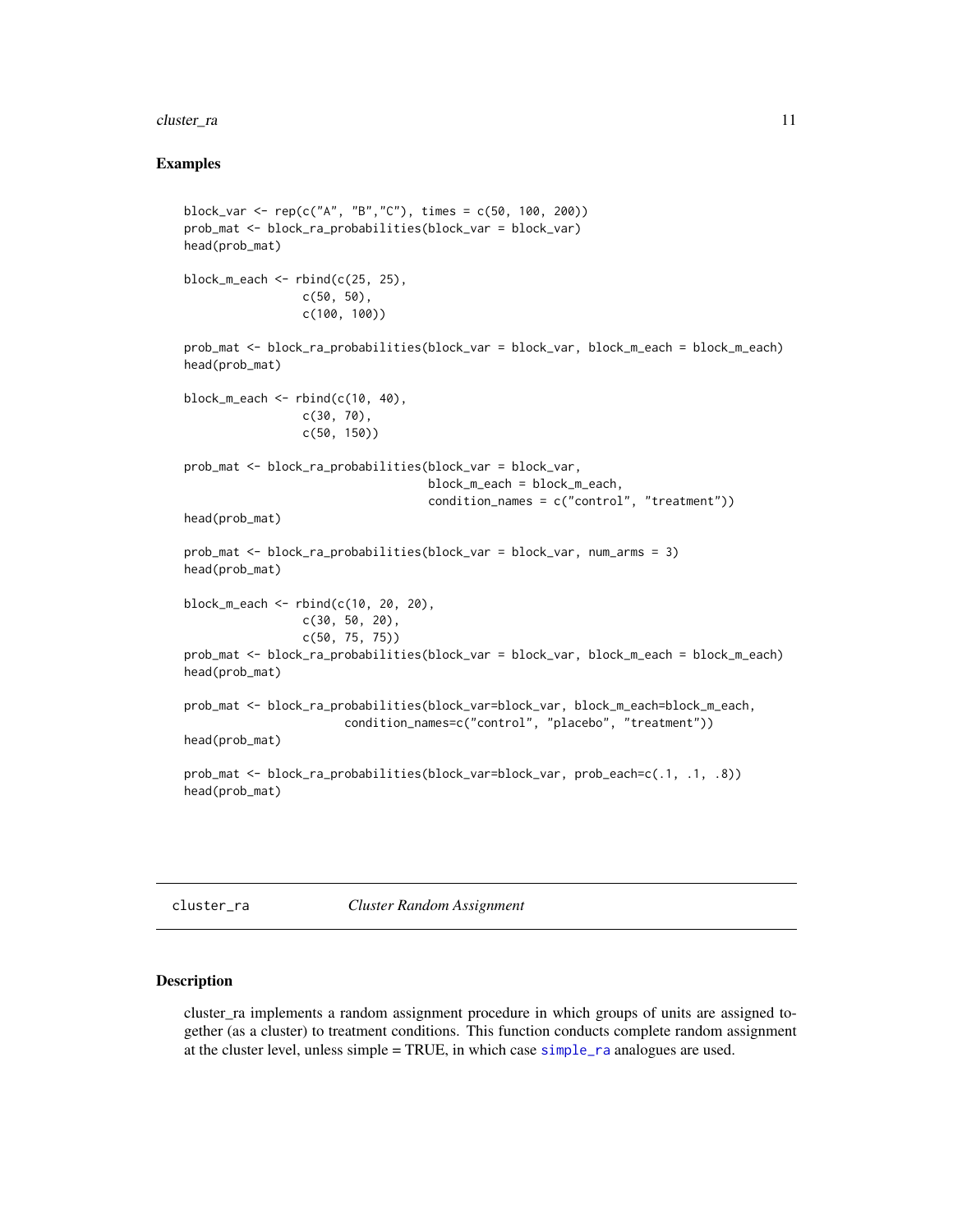## Examples

```
block_var <- rep(c("A", "B","C"), times = c(50, 100, 200))
prob_mat <- block_ra_probabilities(block_var = block_var)
head(prob_mat)

block_m_each <- rbind(c(25, 25),
                 c(50, 50),
                 c(100, 100))

prob_mat <- block_ra_probabilities(block_var = block_var, block_m_each = block_m_each)
head(prob_mat)

block_m_each <- rbind(c(10, 40),
                 c(30, 70),
                 c(50, 150))

prob_mat <- block_ra_probabilities(block_var = block_var,
                                   block_m_each = block_m_each,
                                   condition_names = c("control", "treatment"))
head(prob_mat)

prob_mat <- block_ra_probabilities(block_var = block_var, num_arms = 3)
head(prob_mat)

block_m_each <- rbind(c(10, 20, 20),
                 c(30, 50, 20),
                 c(50, 75, 75))
prob_mat <- block_ra_probabilities(block_var = block_var, block_m_each = block_m_each)
head(prob_mat)

prob_mat <- block_ra_probabilities(block_var=block_var, block_m_each=block_m_each,
                       condition_names=c("control", "placebo", "treatment"))
head(prob_mat)

prob_mat <- block_ra_probabilities(block_var=block_var, prob_each=c(.1, .1, .8))
head(prob_mat)
```

---

# cluster_ra *Cluster Random Assignment*

---

## Description

cluster_ra implements a random assignment procedure in which groups of units are assigned together (as a cluster) to treatment conditions. This function conducts complete random assignment at the cluster level, unless simple = TRUE, in which case simple_ra analogues are used.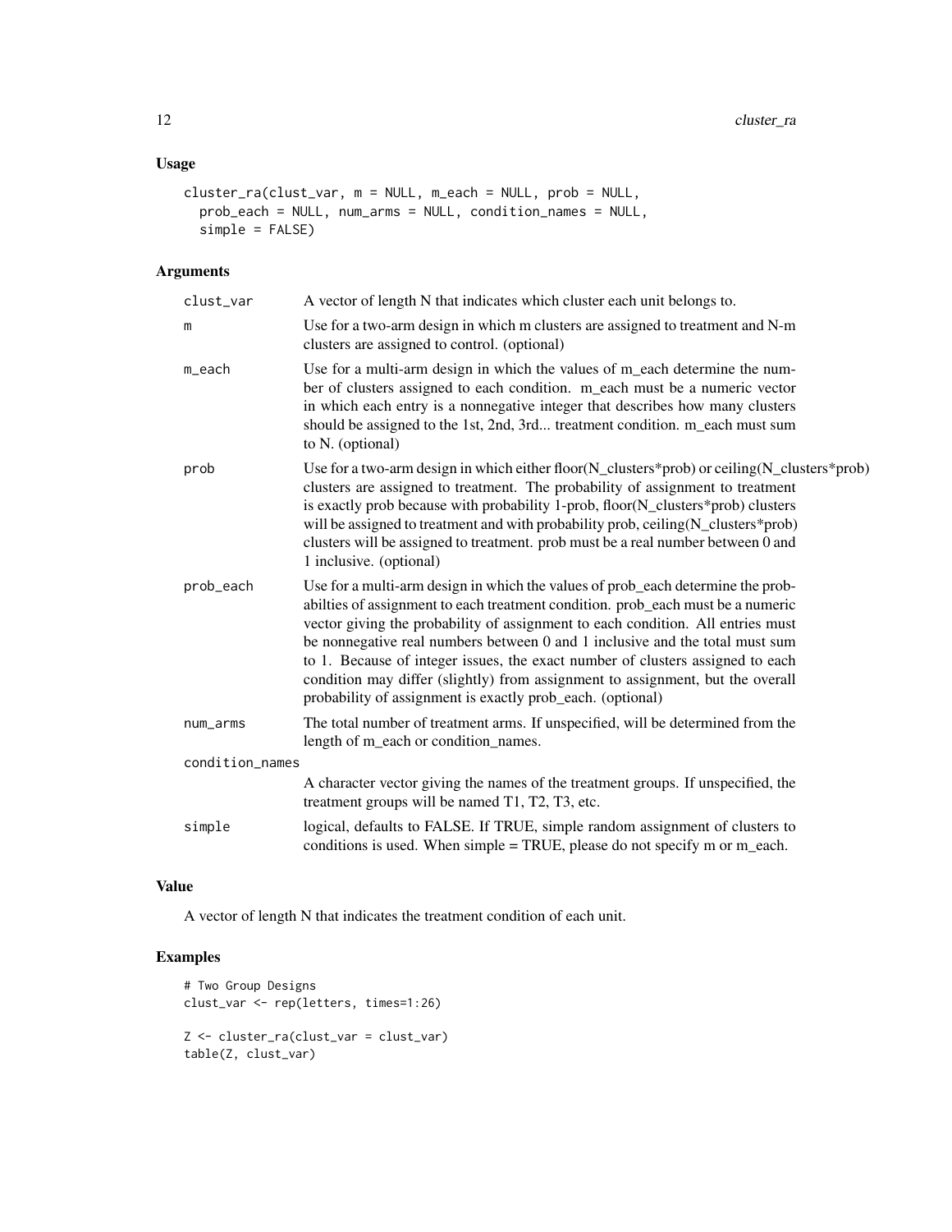## Usage

```
cluster_ra(clust_var, m = NULL, m_each = NULL, prob = NULL,
  prob_each = NULL, num_arms = NULL, condition_names = NULL,
  simple = FALSE)
```

## Arguments

| Argument | Description |
|---|---|
| clust_var | A vector of length N that indicates which cluster each unit belongs to. |
| m | Use for a two-arm design in which m clusters are assigned to treatment and N-m clusters are assigned to control. (optional) |
| m_each | Use for a multi-arm design in which the values of m_each determine the number of clusters assigned to each condition. m_each must be a numeric vector in which each entry is a nonnegative integer that describes how many clusters should be assigned to the 1st, 2nd, 3rd... treatment condition. m_each must sum to N. (optional) |
| prob | Use for a two-arm design in which either floor(N_clusters*prob) or ceiling(N_clusters*prob) clusters are assigned to treatment. The probability of assignment to treatment is exactly prob because with probability 1-prob, floor(N_clusters*prob) clusters will be assigned to treatment and with probability prob, ceiling(N_clusters*prob) clusters will be assigned to treatment. prob must be a real number between 0 and 1 inclusive. (optional) |
| prob_each | Use for a multi-arm design in which the values of prob_each determine the probabilties of assignment to each treatment condition. prob_each must be a numeric vector giving the probability of assignment to each condition. All entries must be nonnegative real numbers between 0 and 1 inclusive and the total must sum to 1. Because of integer issues, the exact number of clusters assigned to each condition may differ (slightly) from assignment to assignment, but the overall probability of assignment is exactly prob_each. (optional) |
| num_arms | The total number of treatment arms. If unspecified, will be determined from the length of m_each or condition_names. |
| condition_names | A character vector giving the names of the treatment groups. If unspecified, the treatment groups will be named T1, T2, T3, etc. |
| simple | logical, defaults to FALSE. If TRUE, simple random assignment of clusters to conditions is used. When simple = TRUE, please do not specify m or m_each. |

## Value

A vector of length N that indicates the treatment condition of each unit.

## Examples

```
# Two Group Designs
clust_var <- rep(letters, times=1:26)

Z <- cluster_ra(clust_var = clust_var)
table(Z, clust_var)
```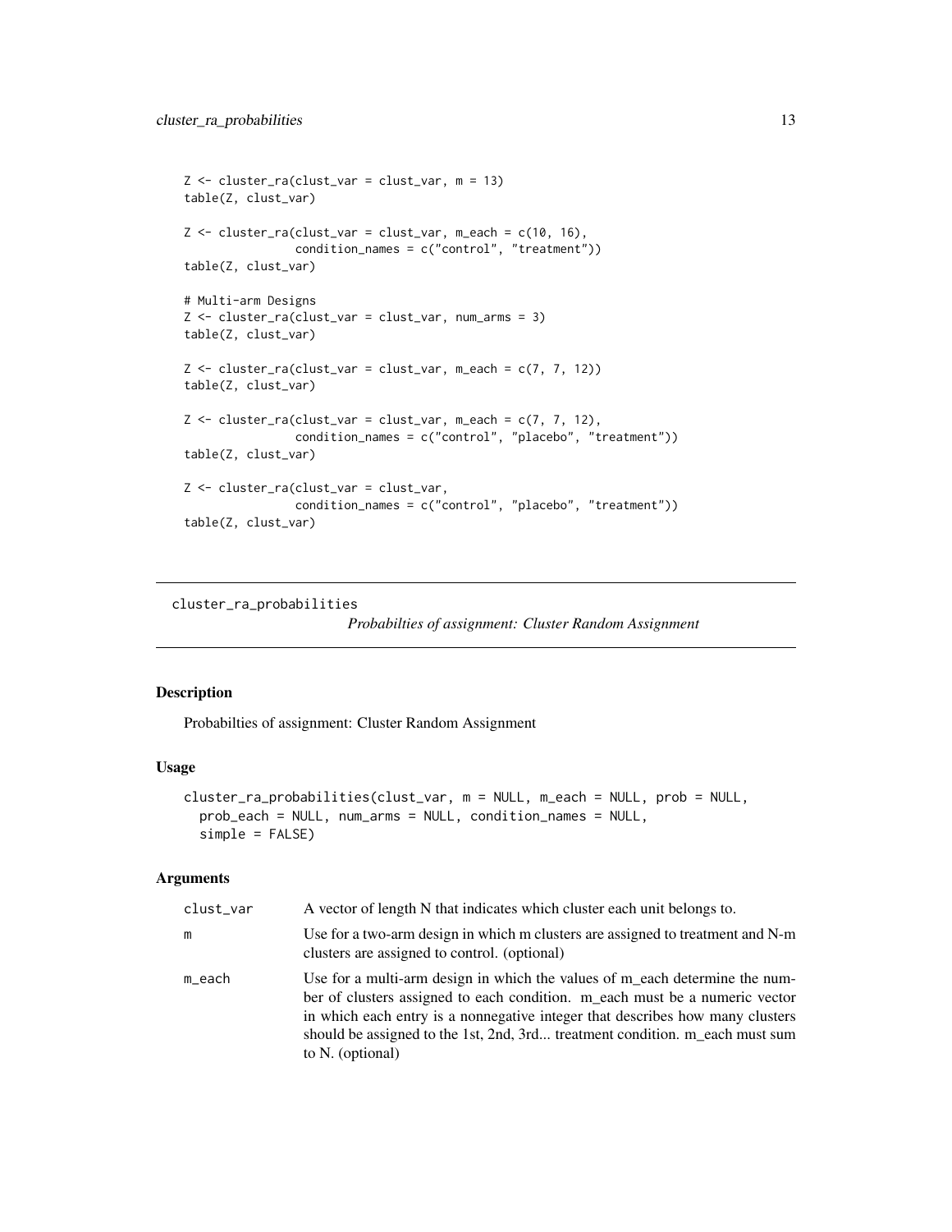```
Z <- cluster_ra(clust_var = clust_var, m = 13)
table(Z, clust_var)

Z <- cluster_ra(clust_var = clust_var, m_each = c(10, 16),
                condition_names = c("control", "treatment"))
table(Z, clust_var)

# Multi-arm Designs
Z <- cluster_ra(clust_var = clust_var, num_arms = 3)
table(Z, clust_var)

Z <- cluster_ra(clust_var = clust_var, m_each = c(7, 7, 12))
table(Z, clust_var)

Z <- cluster_ra(clust_var = clust_var, m_each = c(7, 7, 12),
                condition_names = c("control", "placebo", "treatment"))
table(Z, clust_var)

Z <- cluster_ra(clust_var = clust_var,
                condition_names = c("control", "placebo", "treatment"))
table(Z, clust_var)
```

---

## cluster_ra_probabilities — *Probabilties of assignment: Cluster Random Assignment*

---

### Description

Probabilties of assignment: Cluster Random Assignment

### Usage

```
cluster_ra_probabilities(clust_var, m = NULL, m_each = NULL, prob = NULL,
  prob_each = NULL, num_arms = NULL, condition_names = NULL,
  simple = FALSE)
```

### Arguments

| | |
|---|---|
| clust_var | A vector of length N that indicates which cluster each unit belongs to. |
| m | Use for a two-arm design in which m clusters are assigned to treatment and N-m clusters are assigned to control. (optional) |
| m_each | Use for a multi-arm design in which the values of m_each determine the number of clusters assigned to each condition. m_each must be a numeric vector in which each entry is a nonnegative integer that describes how many clusters should be assigned to the 1st, 2nd, 3rd... treatment condition. m_each must sum to N. (optional) |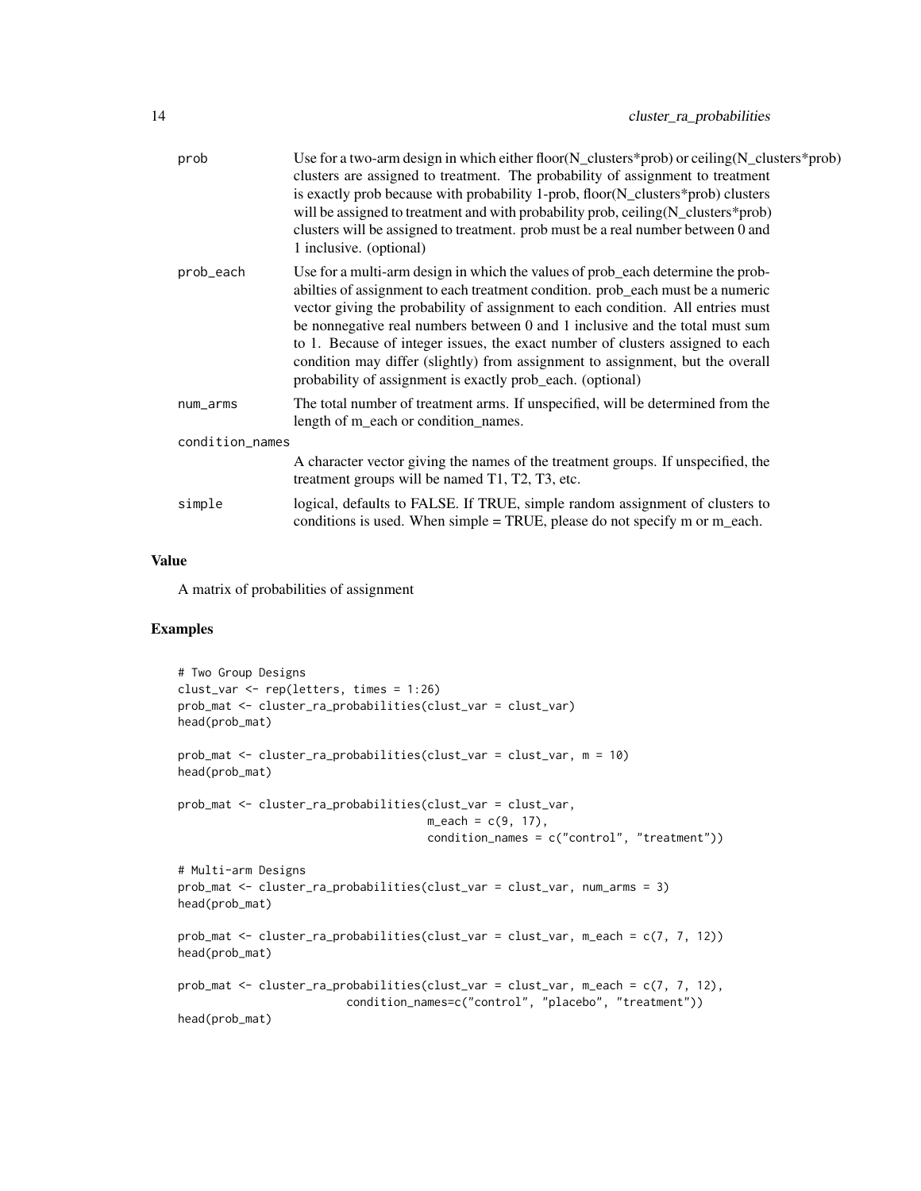| | |
|---|---|
| prob | Use for a two-arm design in which either floor(N_clusters*prob) or ceiling(N_clusters*prob) clusters are assigned to treatment. The probability of assignment to treatment is exactly prob because with probability 1-prob, floor(N_clusters*prob) clusters will be assigned to treatment and with probability prob, ceiling(N_clusters*prob) clusters will be assigned to treatment. prob must be a real number between 0 and 1 inclusive. (optional) |
| prob_each | Use for a multi-arm design in which the values of prob_each determine the probabilties of assignment to each treatment condition. prob_each must be a numeric vector giving the probability of assignment to each condition. All entries must be nonnegative real numbers between 0 and 1 inclusive and the total must sum to 1. Because of integer issues, the exact number of clusters assigned to each condition may differ (slightly) from assignment to assignment, but the overall probability of assignment is exactly prob_each. (optional) |
| num_arms | The total number of treatment arms. If unspecified, will be determined from the length of m_each or condition_names. |
| condition_names | A character vector giving the names of the treatment groups. If unspecified, the treatment groups will be named T1, T2, T3, etc. |
| simple | logical, defaults to FALSE. If TRUE, simple random assignment of clusters to conditions is used. When simple = TRUE, please do not specify m or m_each. |

## Value

A matrix of probabilities of assignment

## Examples

```
# Two Group Designs
clust_var <- rep(letters, times = 1:26)
prob_mat <- cluster_ra_probabilities(clust_var = clust_var)
head(prob_mat)

prob_mat <- cluster_ra_probabilities(clust_var = clust_var, m = 10)
head(prob_mat)

prob_mat <- cluster_ra_probabilities(clust_var = clust_var,
                                     m_each = c(9, 17),
                                     condition_names = c("control", "treatment"))

# Multi-arm Designs
prob_mat <- cluster_ra_probabilities(clust_var = clust_var, num_arms = 3)
head(prob_mat)

prob_mat <- cluster_ra_probabilities(clust_var = clust_var, m_each = c(7, 7, 12))
head(prob_mat)

prob_mat <- cluster_ra_probabilities(clust_var = clust_var, m_each = c(7, 7, 12),
                         condition_names=c("control", "placebo", "treatment"))
head(prob_mat)
```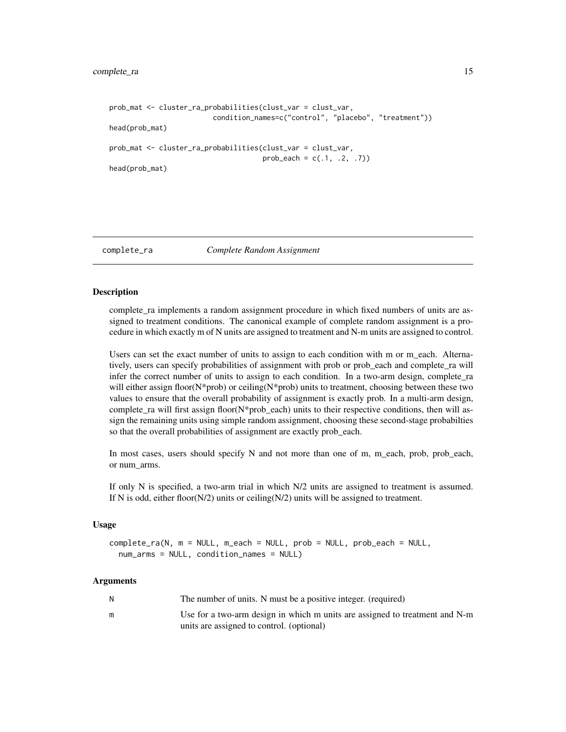```
prob_mat <- cluster_ra_probabilities(clust_var = clust_var,
                       condition_names=c("control", "placebo", "treatment"))
head(prob_mat)

prob_mat <- cluster_ra_probabilities(clust_var = clust_var,
                                     prob_each = c(.1, .2, .7))
head(prob_mat)
```

## complete_ra *Complete Random Assignment*

### Description

complete_ra implements a random assignment procedure in which fixed numbers of units are assigned to treatment conditions. The canonical example of complete random assignment is a procedure in which exactly m of N units are assigned to treatment and N-m units are assigned to control.

Users can set the exact number of units to assign to each condition with m or m_each. Alternatively, users can specify probabilities of assignment with prob or prob_each and complete_ra will infer the correct number of units to assign to each condition. In a two-arm design, complete_ra will either assign floor(N*prob) or ceiling(N*prob) units to treatment, choosing between these two values to ensure that the overall probability of assignment is exactly prob. In a multi-arm design, complete_ra will first assign floor(N*prob_each) units to their respective conditions, then will assign the remaining units using simple random assignment, choosing these second-stage probabilties so that the overall probabilities of assignment are exactly prob_each.

In most cases, users should specify N and not more than one of m, m_each, prob, prob_each, or num_arms.

If only N is specified, a two-arm trial in which N/2 units are assigned to treatment is assumed. If N is odd, either floor(N/2) units or ceiling(N/2) units will be assigned to treatment.

### Usage

```
complete_ra(N, m = NULL, m_each = NULL, prob = NULL, prob_each = NULL,
  num_arms = NULL, condition_names = NULL)
```

### Arguments

| | |
|---|---|
| N | The number of units. N must be a positive integer. (required) |
| m | Use for a two-arm design in which m units are assigned to treatment and N-m units are assigned to control. (optional) |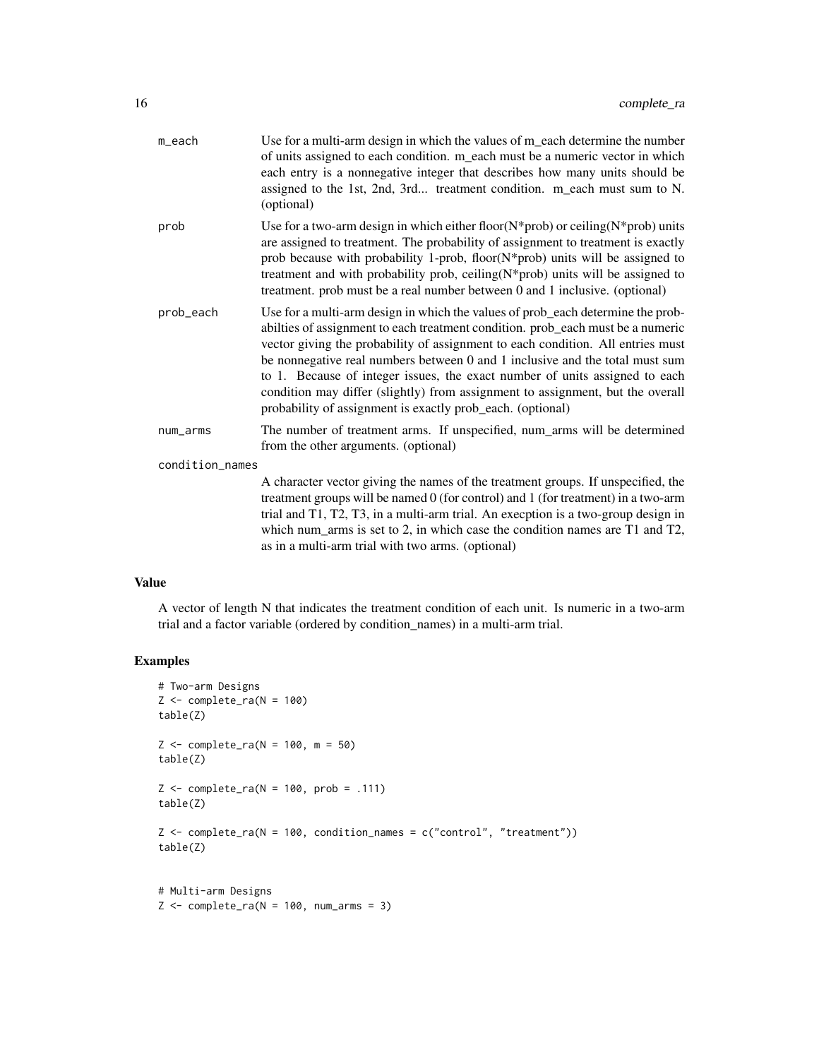m_each
: Use for a multi-arm design in which the values of m_each determine the number of units assigned to each condition. m_each must be a numeric vector in which each entry is a nonnegative integer that describes how many units should be assigned to the 1st, 2nd, 3rd... treatment condition. m_each must sum to N. (optional)

prob
: Use for a two-arm design in which either floor(N*prob) or ceiling(N*prob) units are assigned to treatment. The probability of assignment to treatment is exactly prob because with probability 1-prob, floor(N*prob) units will be assigned to treatment and with probability prob, ceiling(N*prob) units will be assigned to treatment. prob must be a real number between 0 and 1 inclusive. (optional)

prob_each
: Use for a multi-arm design in which the values of prob_each determine the probabilties of assignment to each treatment condition. prob_each must be a numeric vector giving the probability of assignment to each condition. All entries must be nonnegative real numbers between 0 and 1 inclusive and the total must sum to 1. Because of integer issues, the exact number of units assigned to each condition may differ (slightly) from assignment to assignment, but the overall probability of assignment is exactly prob_each. (optional)

num_arms
: The number of treatment arms. If unspecified, num_arms will be determined from the other arguments. (optional)

condition_names
: A character vector giving the names of the treatment groups. If unspecified, the treatment groups will be named 0 (for control) and 1 (for treatment) in a two-arm trial and T1, T2, T3, in a multi-arm trial. An execption is a two-group design in which num_arms is set to 2, in which case the condition names are T1 and T2, as in a multi-arm trial with two arms. (optional)

## Value

A vector of length N that indicates the treatment condition of each unit. Is numeric in a two-arm trial and a factor variable (ordered by condition_names) in a multi-arm trial.

## Examples

```
# Two-arm Designs
Z <- complete_ra(N = 100)
table(Z)

Z <- complete_ra(N = 100, m = 50)
table(Z)

Z <- complete_ra(N = 100, prob = .111)
table(Z)

Z <- complete_ra(N = 100, condition_names = c("control", "treatment"))
table(Z)


# Multi-arm Designs
Z <- complete_ra(N = 100, num_arms = 3)
```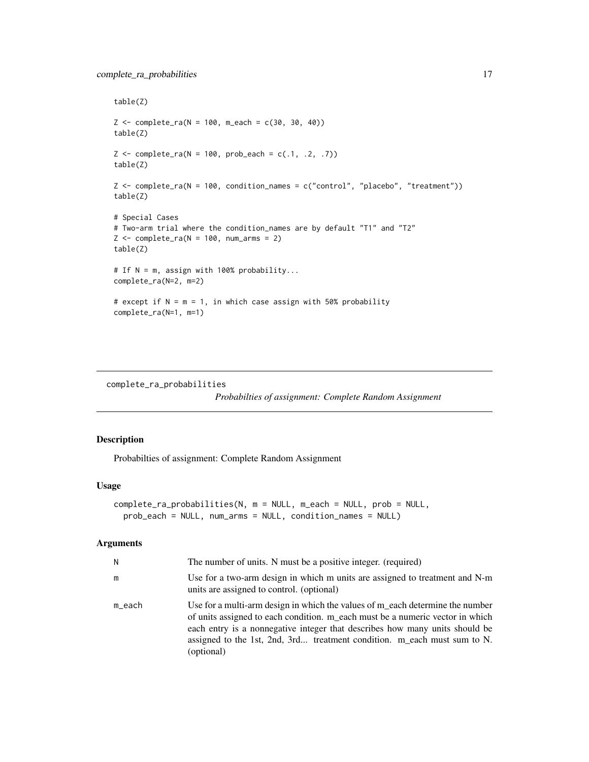```
table(Z)

Z <- complete_ra(N = 100, m_each = c(30, 30, 40))
table(Z)

Z <- complete_ra(N = 100, prob_each = c(.1, .2, .7))
table(Z)

Z <- complete_ra(N = 100, condition_names = c("control", "placebo", "treatment"))
table(Z)

# Special Cases
# Two-arm trial where the condition_names are by default "T1" and "T2"
Z <- complete_ra(N = 100, num_arms = 2)
table(Z)

# If N = m, assign with 100% probability...
complete_ra(N=2, m=2)

# except if N = m = 1, in which case assign with 50% probability
complete_ra(N=1, m=1)
```

---

## complete_ra_probabilities

*Probabilties of assignment: Complete Random Assignment*

### Description

Probabilties of assignment: Complete Random Assignment

### Usage

```
complete_ra_probabilities(N, m = NULL, m_each = NULL, prob = NULL,
  prob_each = NULL, num_arms = NULL, condition_names = NULL)
```

### Arguments

| | |
|---|---|
| N | The number of units. N must be a positive integer. (required) |
| m | Use for a two-arm design in which m units are assigned to treatment and N-m units are assigned to control. (optional) |
| m_each | Use for a multi-arm design in which the values of m_each determine the number of units assigned to each condition. m_each must be a numeric vector in which each entry is a nonnegative integer that describes how many units should be assigned to the 1st, 2nd, 3rd... treatment condition. m_each must sum to N. (optional) |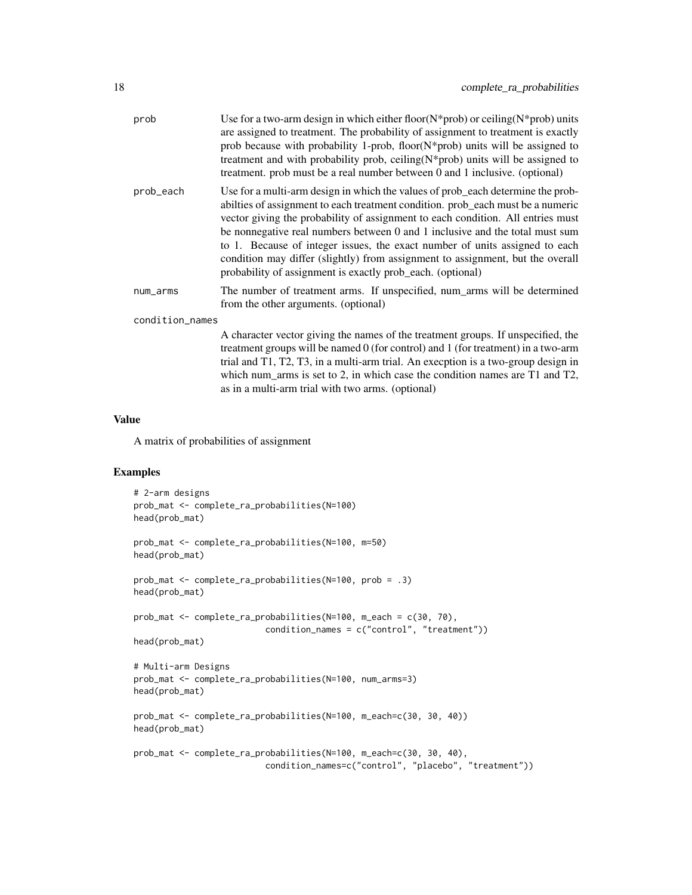| | |
|---|---|
| prob | Use for a two-arm design in which either floor(N*prob) or ceiling(N*prob) units are assigned to treatment. The probability of assignment to treatment is exactly prob because with probability 1-prob, floor(N*prob) units will be assigned to treatment and with probability prob, ceiling(N*prob) units will be assigned to treatment. prob must be a real number between 0 and 1 inclusive. (optional) |
| prob_each | Use for a multi-arm design in which the values of prob_each determine the probabilties of assignment to each treatment condition. prob_each must be a numeric vector giving the probability of assignment to each condition. All entries must be nonnegative real numbers between 0 and 1 inclusive and the total must sum to 1. Because of integer issues, the exact number of units assigned to each condition may differ (slightly) from assignment to assignment, but the overall probability of assignment is exactly prob_each. (optional) |
| num_arms | The number of treatment arms. If unspecified, num_arms will be determined from the other arguments. (optional) |
| condition_names | A character vector giving the names of the treatment groups. If unspecified, the treatment groups will be named 0 (for control) and 1 (for treatment) in a two-arm trial and T1, T2, T3, in a multi-arm trial. An execption is a two-group design in which num_arms is set to 2, in which case the condition names are T1 and T2, as in a multi-arm trial with two arms. (optional) |

## Value

A matrix of probabilities of assignment

## Examples

```
# 2-arm designs
prob_mat <- complete_ra_probabilities(N=100)
head(prob_mat)

prob_mat <- complete_ra_probabilities(N=100, m=50)
head(prob_mat)

prob_mat <- complete_ra_probabilities(N=100, prob = .3)
head(prob_mat)

prob_mat <- complete_ra_probabilities(N=100, m_each = c(30, 70),
                          condition_names = c("control", "treatment"))
head(prob_mat)

# Multi-arm Designs
prob_mat <- complete_ra_probabilities(N=100, num_arms=3)
head(prob_mat)

prob_mat <- complete_ra_probabilities(N=100, m_each=c(30, 30, 40))
head(prob_mat)

prob_mat <- complete_ra_probabilities(N=100, m_each=c(30, 30, 40),
                          condition_names=c("control", "placebo", "treatment"))
```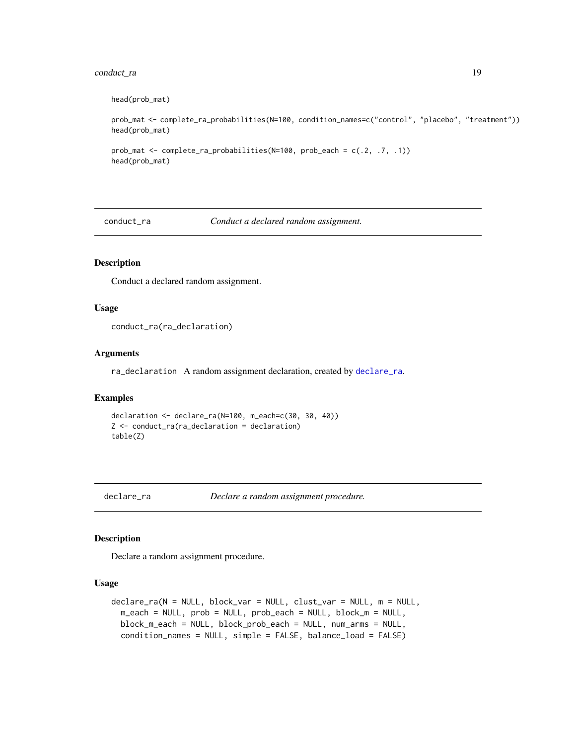```
head(prob_mat)

prob_mat <- complete_ra_probabilities(N=100, condition_names=c("control", "placebo", "treatment"))
head(prob_mat)

prob_mat <- complete_ra_probabilities(N=100, prob_each = c(.2, .7, .1))
head(prob_mat)
```

## conduct_ra — *Conduct a declared random assignment.*

### Description

Conduct a declared random assignment.

### Usage

```
conduct_ra(ra_declaration)
```

### Arguments

`ra_declaration` A random assignment declaration, created by `declare_ra`.

### Examples

```
declaration <- declare_ra(N=100, m_each=c(30, 30, 40))
Z <- conduct_ra(ra_declaration = declaration)
table(Z)
```

## declare_ra — *Declare a random assignment procedure.*

### Description

Declare a random assignment procedure.

### Usage

```
declare_ra(N = NULL, block_var = NULL, clust_var = NULL, m = NULL,
  m_each = NULL, prob = NULL, prob_each = NULL, block_m = NULL,
  block_m_each = NULL, block_prob_each = NULL, num_arms = NULL,
  condition_names = NULL, simple = FALSE, balance_load = FALSE)
```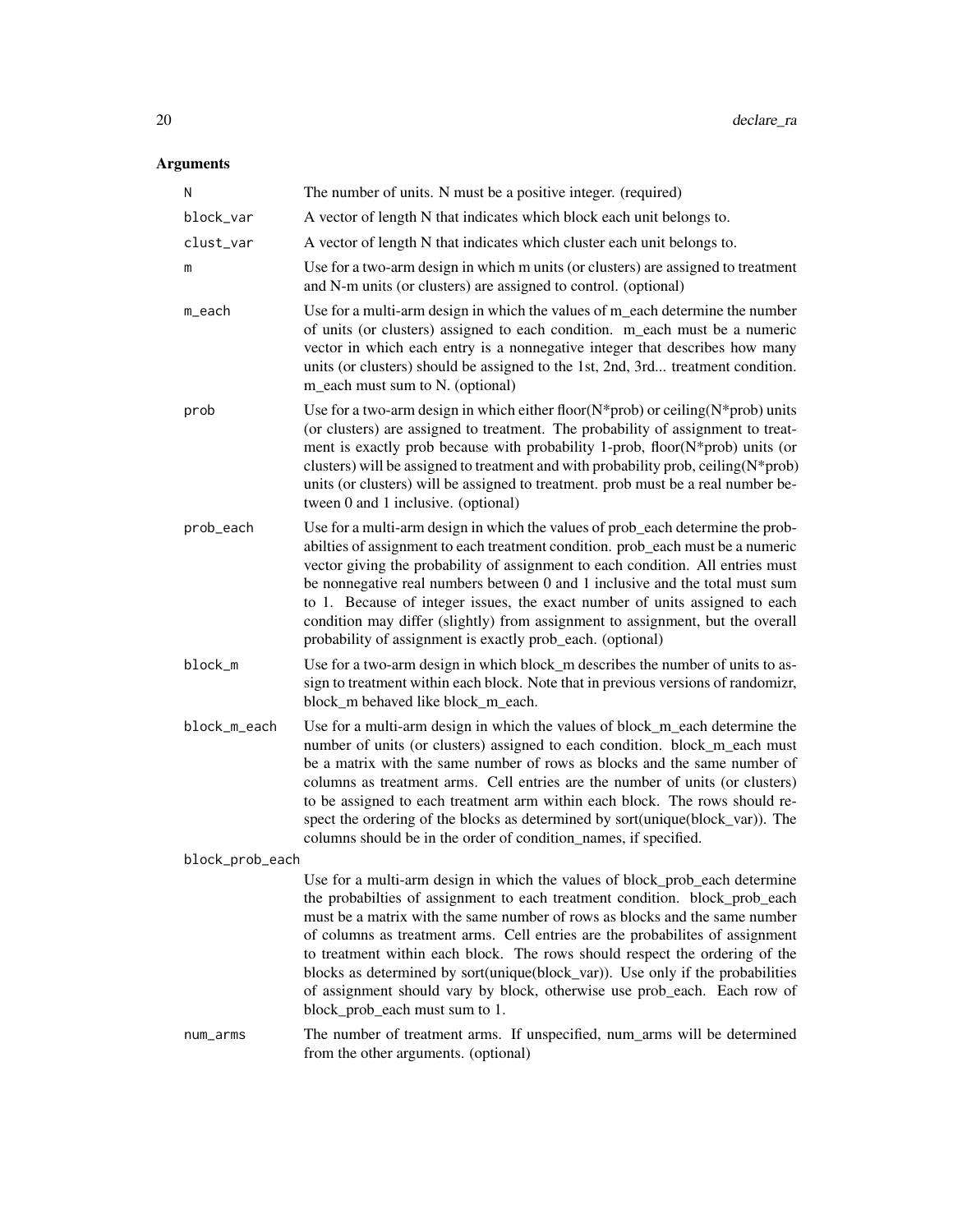## Arguments

| | |
|---|---|
| `N` | The number of units. N must be a positive integer. (required) |
| `block_var` | A vector of length N that indicates which block each unit belongs to. |
| `clust_var` | A vector of length N that indicates which cluster each unit belongs to. |
| `m` | Use for a two-arm design in which m units (or clusters) are assigned to treatment and N-m units (or clusters) are assigned to control. (optional) |
| `m_each` | Use for a multi-arm design in which the values of m_each determine the number of units (or clusters) assigned to each condition. m_each must be a numeric vector in which each entry is a nonnegative integer that describes how many units (or clusters) should be assigned to the 1st, 2nd, 3rd... treatment condition. m_each must sum to N. (optional) |
| `prob` | Use for a two-arm design in which either floor(N*prob) or ceiling(N*prob) units (or clusters) are assigned to treatment. The probability of assignment to treatment is exactly prob because with probability 1-prob, floor(N*prob) units (or clusters) will be assigned to treatment and with probability prob, ceiling(N*prob) units (or clusters) will be assigned to treatment. prob must be a real number between 0 and 1 inclusive. (optional) |
| `prob_each` | Use for a multi-arm design in which the values of prob_each determine the probabilties of assignment to each treatment condition. prob_each must be a numeric vector giving the probability of assignment to each condition. All entries must be nonnegative real numbers between 0 and 1 inclusive and the total must sum to 1. Because of integer issues, the exact number of units assigned to each condition may differ (slightly) from assignment to assignment, but the overall probability of assignment is exactly prob_each. (optional) |
| `block_m` | Use for a two-arm design in which block_m describes the number of units to assign to treatment within each block. Note that in previous versions of randomizr, block_m behaved like block_m_each. |
| `block_m_each` | Use for a multi-arm design in which the values of block_m_each determine the number of units (or clusters) assigned to each condition. block_m_each must be a matrix with the same number of rows as blocks and the same number of columns as treatment arms. Cell entries are the number of units (or clusters) to be assigned to each treatment arm within each block. The rows should respect the ordering of the blocks as determined by sort(unique(block_var)). The columns should be in the order of condition_names, if specified. |
| `block_prob_each` | Use for a multi-arm design in which the values of block_prob_each determine the probabilties of assignment to each treatment condition. block_prob_each must be a matrix with the same number of rows as blocks and the same number of columns as treatment arms. Cell entries are the probabilites of assignment to treatment within each block. The rows should respect the ordering of the blocks as determined by sort(unique(block_var)). Use only if the probabilities of assignment should vary by block, otherwise use prob_each. Each row of block_prob_each must sum to 1. |
| `num_arms` | The number of treatment arms. If unspecified, num_arms will be determined from the other arguments. (optional) |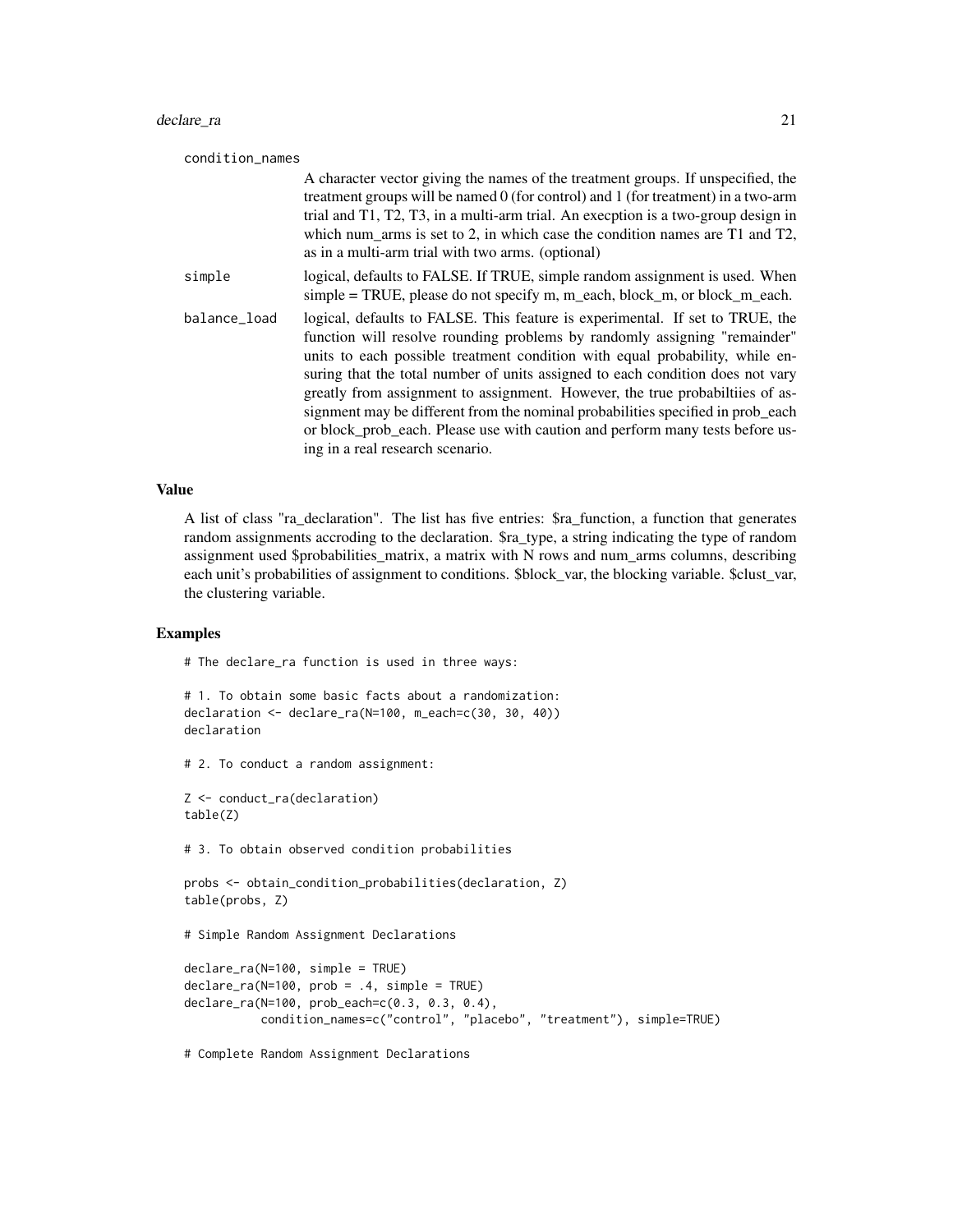condition_names
: A character vector giving the names of the treatment groups. If unspecified, the treatment groups will be named 0 (for control) and 1 (for treatment) in a two-arm trial and T1, T2, T3, in a multi-arm trial. An execption is a two-group design in which num_arms is set to 2, in which case the condition names are T1 and T2, as in a multi-arm trial with two arms. (optional)

simple
: logical, defaults to FALSE. If TRUE, simple random assignment is used. When simple = TRUE, please do not specify m, m_each, block_m, or block_m_each.

balance_load
: logical, defaults to FALSE. This feature is experimental. If set to TRUE, the function will resolve rounding problems by randomly assigning "remainder" units to each possible treatment condition with equal probability, while ensuring that the total number of units assigned to each condition does not vary greatly from assignment to assignment. However, the true probabiltiies of assignment may be different from the nominal probabilities specified in prob_each or block_prob_each. Please use with caution and perform many tests before using in a real research scenario.

## Value

A list of class "ra_declaration". The list has five entries: $ra_function, a function that generates random assignments accroding to the declaration. $ra_type, a string indicating the type of random assignment used $probabilities_matrix, a matrix with N rows and num_arms columns, describing each unit's probabilities of assignment to conditions. $block_var, the blocking variable. $clust_var, the clustering variable.

## Examples

```
# The declare_ra function is used in three ways:

# 1. To obtain some basic facts about a randomization:
declaration <- declare_ra(N=100, m_each=c(30, 30, 40))
declaration

# 2. To conduct a random assignment:

Z <- conduct_ra(declaration)
table(Z)

# 3. To obtain observed condition probabilities

probs <- obtain_condition_probabilities(declaration, Z)
table(probs, Z)

# Simple Random Assignment Declarations

declare_ra(N=100, simple = TRUE)
declare_ra(N=100, prob = .4, simple = TRUE)
declare_ra(N=100, prob_each=c(0.3, 0.3, 0.4),
           condition_names=c("control", "placebo", "treatment"), simple=TRUE)

# Complete Random Assignment Declarations
```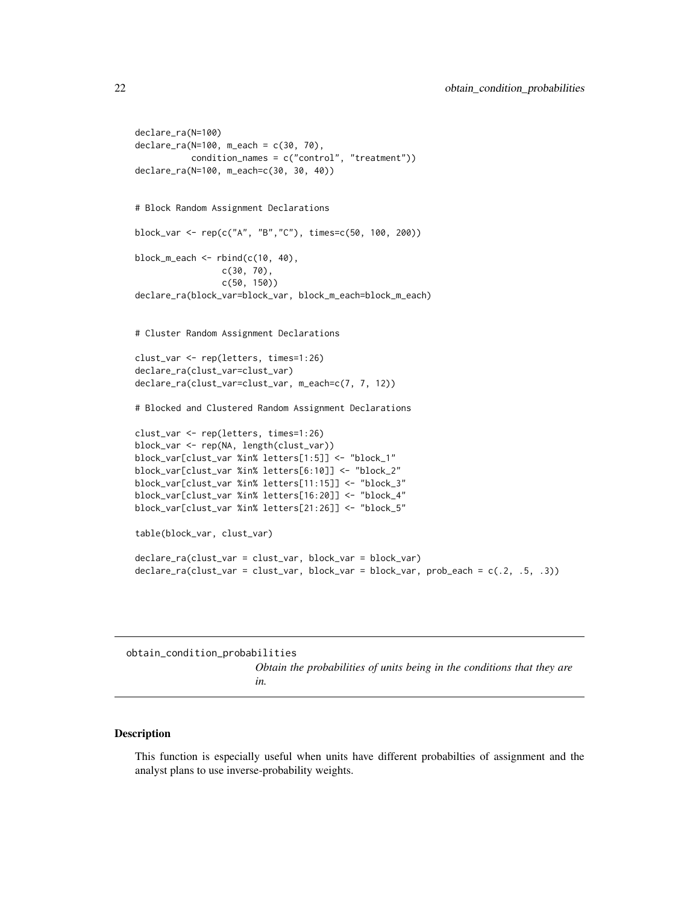```
declare_ra(N=100)
declare_ra(N=100, m_each = c(30, 70),
           condition_names = c("control", "treatment"))
declare_ra(N=100, m_each=c(30, 30, 40))


# Block Random Assignment Declarations

block_var <- rep(c("A", "B","C"), times=c(50, 100, 200))

block_m_each <- rbind(c(10, 40),
                 c(30, 70),
                 c(50, 150))
declare_ra(block_var=block_var, block_m_each=block_m_each)


# Cluster Random Assignment Declarations

clust_var <- rep(letters, times=1:26)
declare_ra(clust_var=clust_var)
declare_ra(clust_var=clust_var, m_each=c(7, 7, 12))

# Blocked and Clustered Random Assignment Declarations

clust_var <- rep(letters, times=1:26)
block_var <- rep(NA, length(clust_var))
block_var[clust_var %in% letters[1:5]] <- "block_1"
block_var[clust_var %in% letters[6:10]] <- "block_2"
block_var[clust_var %in% letters[11:15]] <- "block_3"
block_var[clust_var %in% letters[16:20]] <- "block_4"
block_var[clust_var %in% letters[21:26]] <- "block_5"

table(block_var, clust_var)

declare_ra(clust_var = clust_var, block_var = block_var)
declare_ra(clust_var = clust_var, block_var = block_var, prob_each = c(.2, .5, .3))
```

---

obtain_condition_probabilities    *Obtain the probabilities of units being in the conditions that they are in.*

---

## Description

This function is especially useful when units have different probabilties of assignment and the analyst plans to use inverse-probability weights.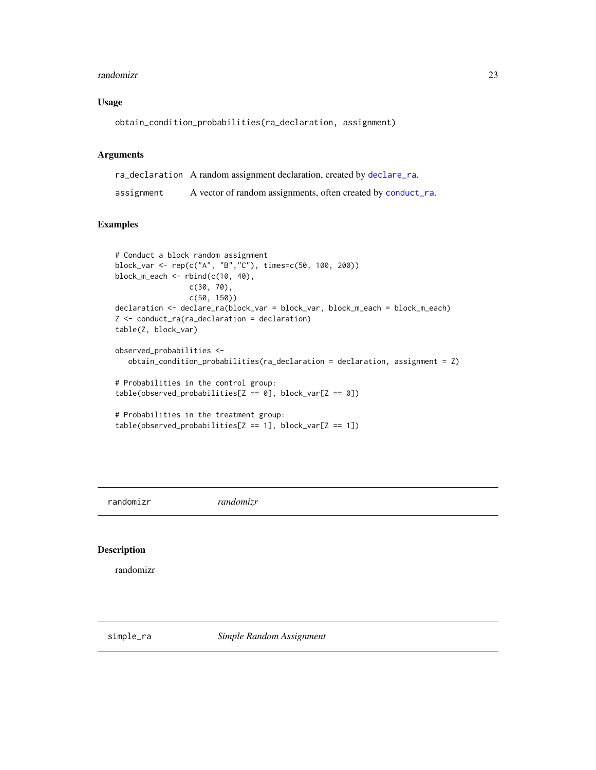### Usage

```
obtain_condition_probabilities(ra_declaration, assignment)
```

### Arguments

| | |
|---|---|
| ra_declaration | A random assignment declaration, created by declare_ra. |
| assignment | A vector of random assignments, often created by conduct_ra. |

### Examples

```
# Conduct a block random assignment
block_var <- rep(c("A", "B","C"), times=c(50, 100, 200))
block_m_each <- rbind(c(10, 40),
                 c(30, 70),
                 c(50, 150))
declaration <- declare_ra(block_var = block_var, block_m_each = block_m_each)
Z <- conduct_ra(ra_declaration = declaration)
table(Z, block_var)

observed_probabilities <-
   obtain_condition_probabilities(ra_declaration = declaration, assignment = Z)

# Probabilities in the control group:
table(observed_probabilities[Z == 0], block_var[Z == 0])

# Probabilities in the treatment group:
table(observed_probabilities[Z == 1], block_var[Z == 1])
```

---

## randomizr *randomizr*

### Description

randomizr

---

## simple_ra *Simple Random Assignment*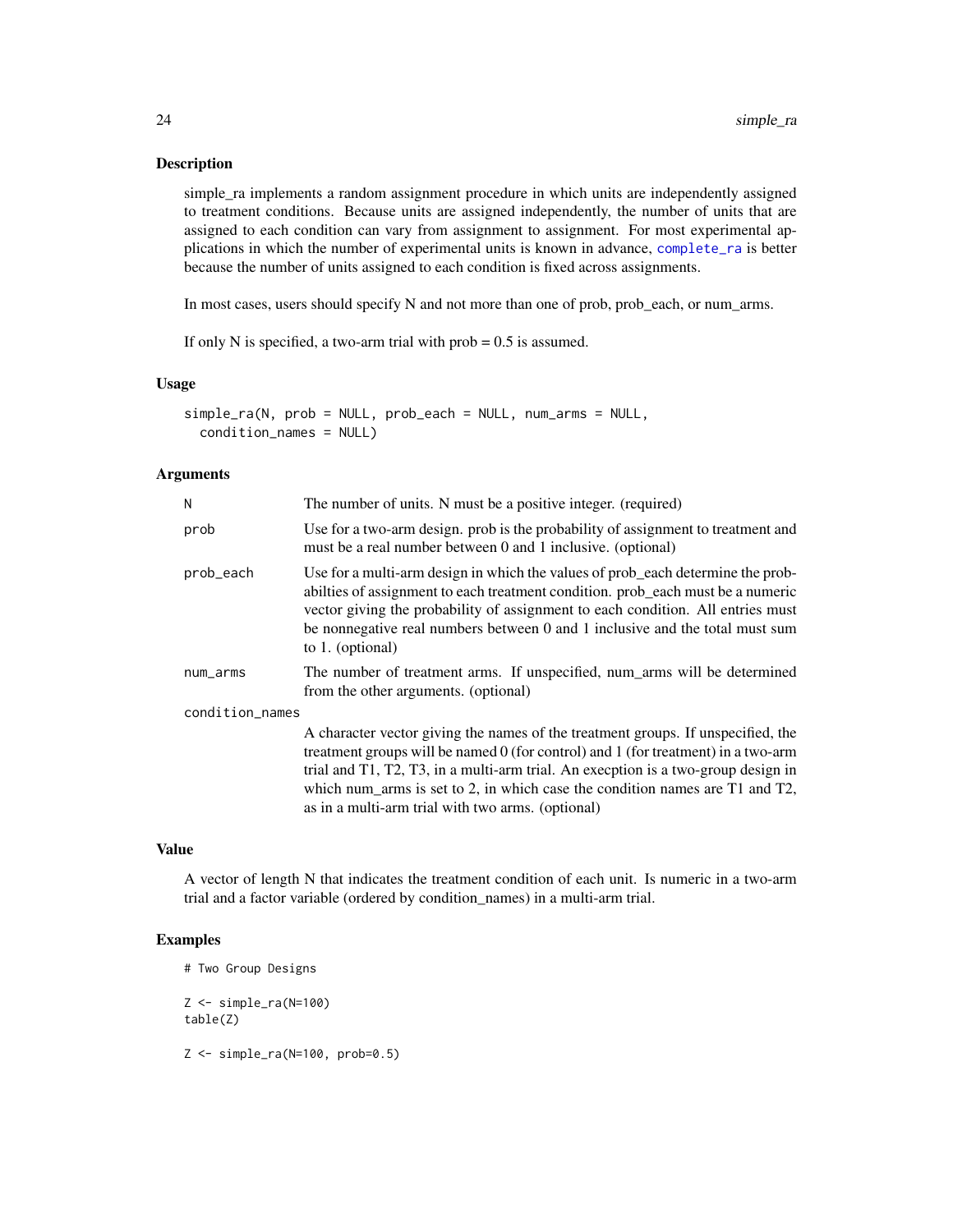## Description

simple_ra implements a random assignment procedure in which units are independently assigned to treatment conditions. Because units are assigned independently, the number of units that are assigned to each condition can vary from assignment to assignment. For most experimental applications in which the number of experimental units is known in advance, complete_ra is better because the number of units assigned to each condition is fixed across assignments.

In most cases, users should specify N and not more than one of prob, prob_each, or num_arms.

If only N is specified, a two-arm trial with prob = 0.5 is assumed.

## Usage

```
simple_ra(N, prob = NULL, prob_each = NULL, num_arms = NULL,
  condition_names = NULL)
```

## Arguments

| | |
|---|---|
| N | The number of units. N must be a positive integer. (required) |
| prob | Use for a two-arm design. prob is the probability of assignment to treatment and must be a real number between 0 and 1 inclusive. (optional) |
| prob_each | Use for a multi-arm design in which the values of prob_each determine the probabilties of assignment to each treatment condition. prob_each must be a numeric vector giving the probability of assignment to each condition. All entries must be nonnegative real numbers between 0 and 1 inclusive and the total must sum to 1. (optional) |
| num_arms | The number of treatment arms. If unspecified, num_arms will be determined from the other arguments. (optional) |
| condition_names | A character vector giving the names of the treatment groups. If unspecified, the treatment groups will be named 0 (for control) and 1 (for treatment) in a two-arm trial and T1, T2, T3, in a multi-arm trial. An execption is a two-group design in which num_arms is set to 2, in which case the condition names are T1 and T2, as in a multi-arm trial with two arms. (optional) |

## Value

A vector of length N that indicates the treatment condition of each unit. Is numeric in a two-arm trial and a factor variable (ordered by condition_names) in a multi-arm trial.

## Examples

```
# Two Group Designs

Z <- simple_ra(N=100)
table(Z)

Z <- simple_ra(N=100, prob=0.5)
```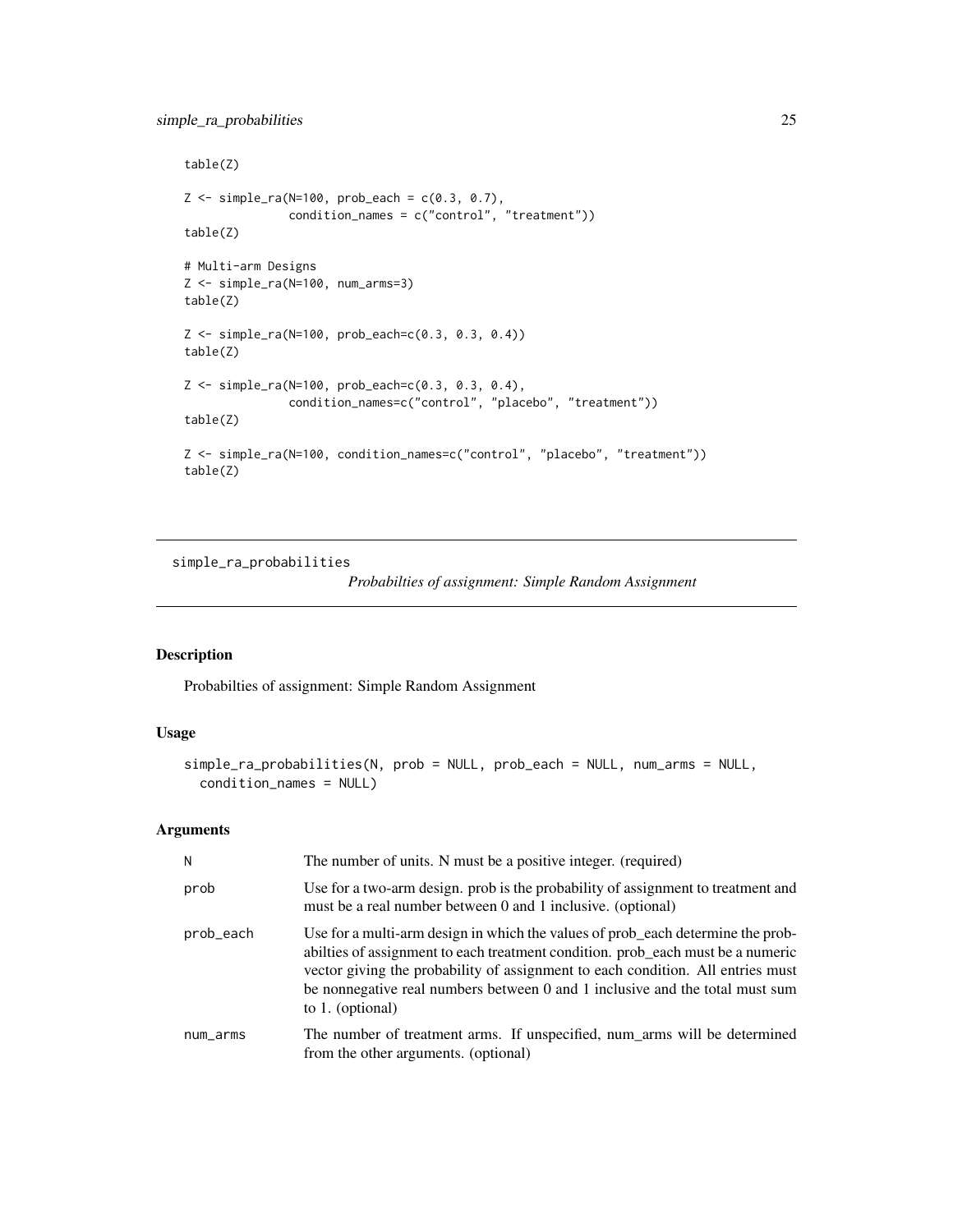```
table(Z)

Z <- simple_ra(N=100, prob_each = c(0.3, 0.7),
               condition_names = c("control", "treatment"))
table(Z)

# Multi-arm Designs
Z <- simple_ra(N=100, num_arms=3)
table(Z)

Z <- simple_ra(N=100, prob_each=c(0.3, 0.3, 0.4))
table(Z)

Z <- simple_ra(N=100, prob_each=c(0.3, 0.3, 0.4),
               condition_names=c("control", "placebo", "treatment"))
table(Z)

Z <- simple_ra(N=100, condition_names=c("control", "placebo", "treatment"))
table(Z)
```

---

## simple_ra_probabilities *Probabilties of assignment: Simple Random Assignment*

---

### Description

Probabilties of assignment: Simple Random Assignment

### Usage

```
simple_ra_probabilities(N, prob = NULL, prob_each = NULL, num_arms = NULL,
  condition_names = NULL)
```

### Arguments

| | |
|---|---|
| N | The number of units. N must be a positive integer. (required) |
| prob | Use for a two-arm design. prob is the probability of assignment to treatment and must be a real number between 0 and 1 inclusive. (optional) |
| prob_each | Use for a multi-arm design in which the values of prob_each determine the probabilties of assignment to each treatment condition. prob_each must be a numeric vector giving the probability of assignment to each condition. All entries must be nonnegative real numbers between 0 and 1 inclusive and the total must sum to 1. (optional) |
| num_arms | The number of treatment arms. If unspecified, num_arms will be determined from the other arguments. (optional) |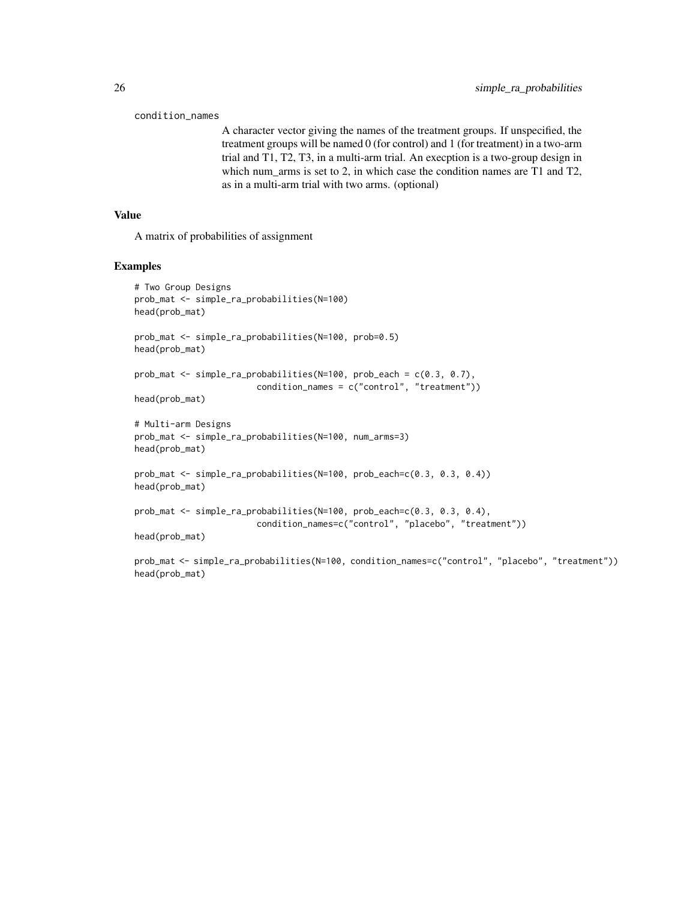condition_names

A character vector giving the names of the treatment groups. If unspecified, the treatment groups will be named 0 (for control) and 1 (for treatment) in a two-arm trial and T1, T2, T3, in a multi-arm trial. An execption is a two-group design in which num_arms is set to 2, in which case the condition names are T1 and T2, as in a multi-arm trial with two arms. (optional)

## Value

A matrix of probabilities of assignment

## Examples

```
# Two Group Designs
prob_mat <- simple_ra_probabilities(N=100)
head(prob_mat)

prob_mat <- simple_ra_probabilities(N=100, prob=0.5)
head(prob_mat)

prob_mat <- simple_ra_probabilities(N=100, prob_each = c(0.3, 0.7),
                        condition_names = c("control", "treatment"))
head(prob_mat)

# Multi-arm Designs
prob_mat <- simple_ra_probabilities(N=100, num_arms=3)
head(prob_mat)

prob_mat <- simple_ra_probabilities(N=100, prob_each=c(0.3, 0.3, 0.4))
head(prob_mat)

prob_mat <- simple_ra_probabilities(N=100, prob_each=c(0.3, 0.3, 0.4),
                        condition_names=c("control", "placebo", "treatment"))
head(prob_mat)

prob_mat <- simple_ra_probabilities(N=100, condition_names=c("control", "placebo", "treatment"))
head(prob_mat)
```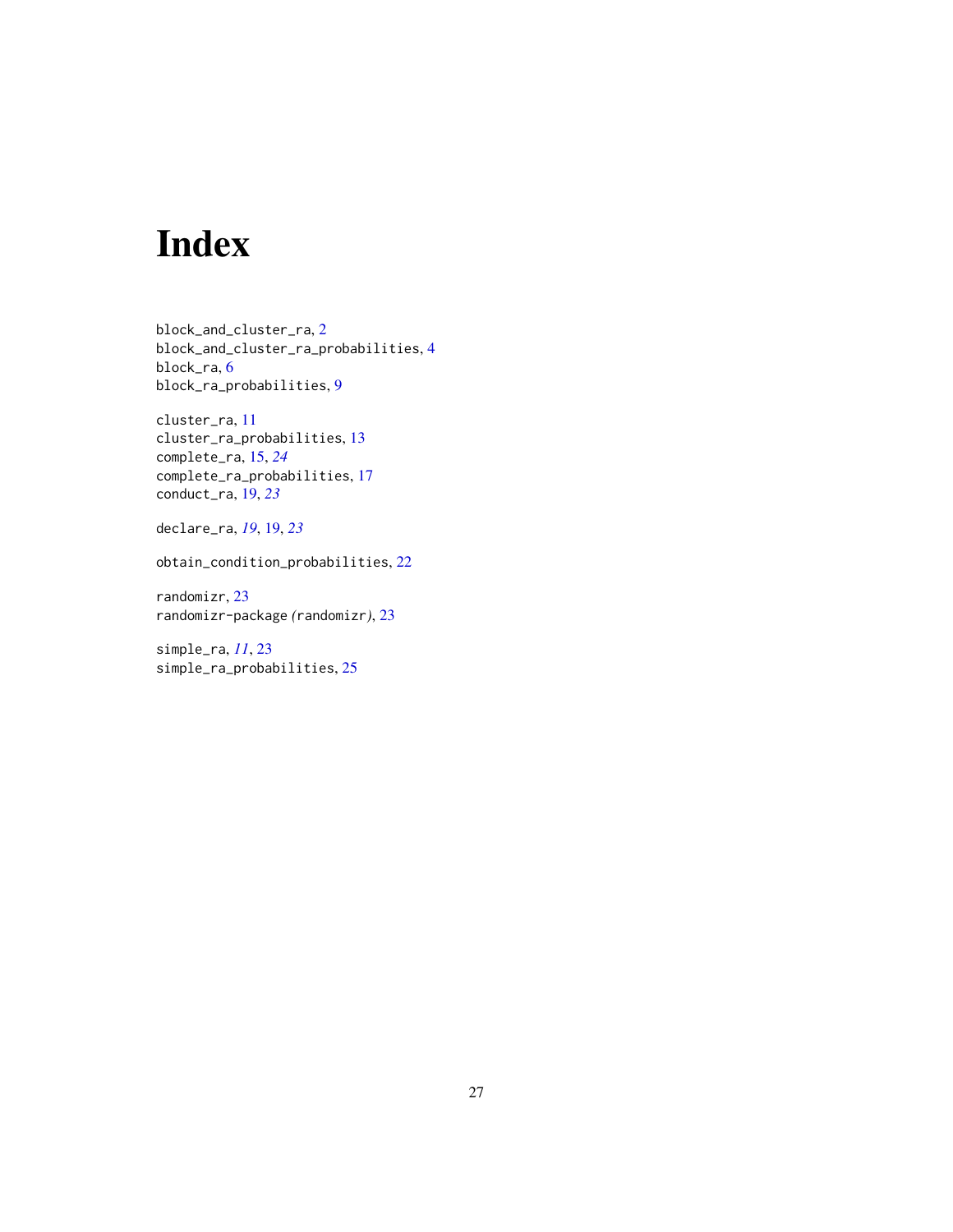# Index

block_and_cluster_ra, 2
block_and_cluster_ra_probabilities, 4
block_ra, 6
block_ra_probabilities, 9

cluster_ra, 11
cluster_ra_probabilities, 13
complete_ra, 15, *24*
complete_ra_probabilities, 17
conduct_ra, 19, *23*

declare_ra, *19*, 19, *23*

obtain_condition_probabilities, 22

randomizr, 23
randomizr-package *(*randomizr*)*, 23

simple_ra, *11*, 23
simple_ra_probabilities, 25